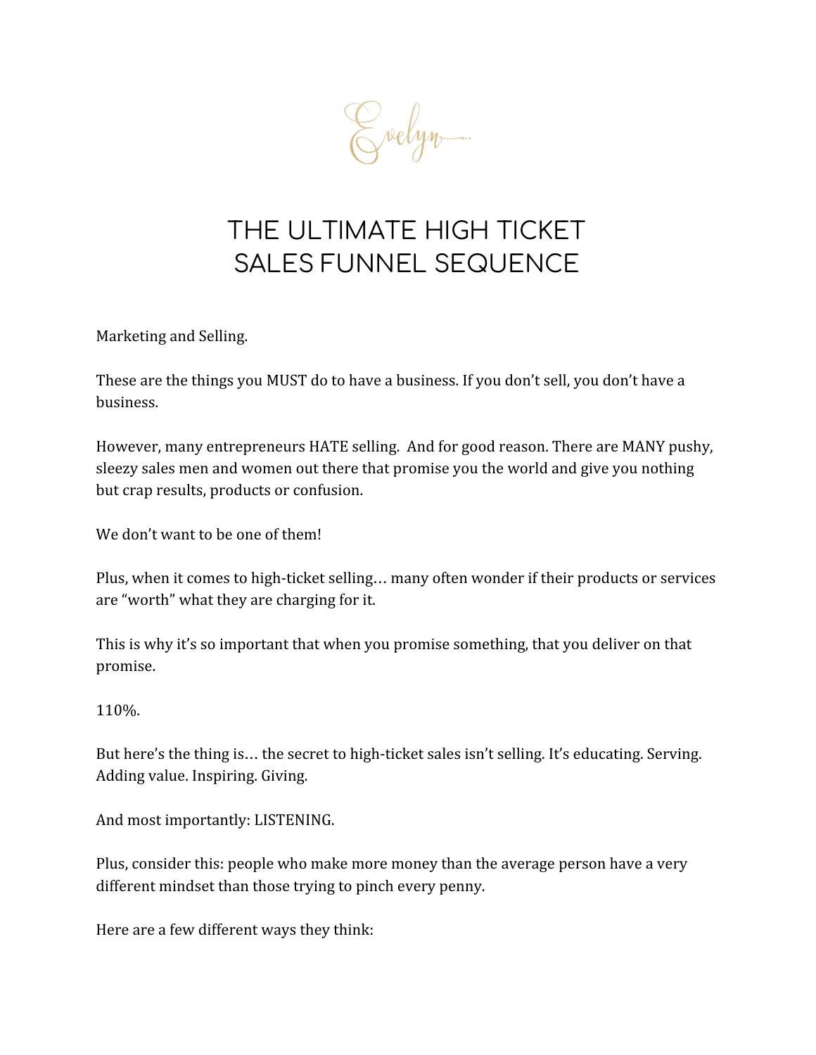Evelyn

# THE ULTIMATE HIGH TICKET SALES FUNNEL SEQUENCE

Marketing and Selling.

These are the things you MUST do to have a business. If you don't sell, you don't have a business.

However, many entrepreneurs HATE selling. And for good reason. There are MANY pushy, sleezy sales men and women out there that promise you the world and give you nothing but crap results, products or confusion.

We don't want to be one of them!

Plus, when it comes to high-ticket selling… many often wonder if their products or services are "worth" what they are charging for it.

This is why it's so important that when you promise something, that you deliver on that promise.

110%.

But here's the thing is… the secret to high-ticket sales isn't selling. It's educating. Serving. Adding value. Inspiring. Giving.

And most importantly: LISTENING.

Plus, consider this: people who make more money than the average person have a very different mindset than those trying to pinch every penny.

Here are a few different ways they think: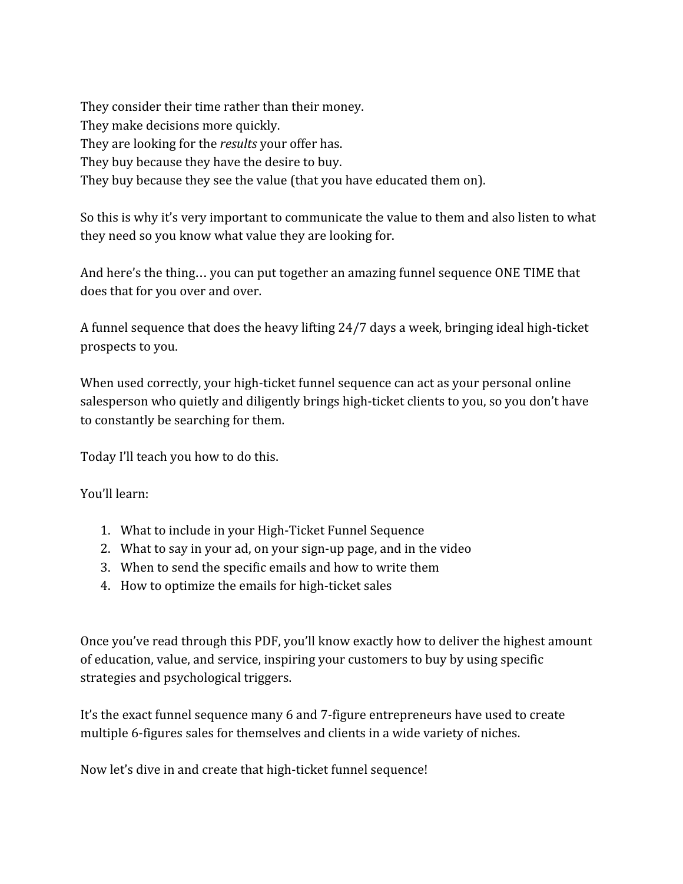They consider their time rather than their money.
They make decisions more quickly.
They are looking for the *results* your offer has.
They buy because they have the desire to buy.
They buy because they see the value (that you have educated them on).

So this is why it's very important to communicate the value to them and also listen to what they need so you know what value they are looking for.

And here's the thing… you can put together an amazing funnel sequence ONE TIME that does that for you over and over.

A funnel sequence that does the heavy lifting 24/7 days a week, bringing ideal high-ticket prospects to you.

When used correctly, your high-ticket funnel sequence can act as your personal online salesperson who quietly and diligently brings high-ticket clients to you, so you don't have to constantly be searching for them.

Today I'll teach you how to do this.

You'll learn:

1. What to include in your High-Ticket Funnel Sequence
2. What to say in your ad, on your sign-up page, and in the video
3. When to send the specific emails and how to write them
4. How to optimize the emails for high-ticket sales

Once you've read through this PDF, you'll know exactly how to deliver the highest amount of education, value, and service, inspiring your customers to buy by using specific strategies and psychological triggers.

It's the exact funnel sequence many 6 and 7-figure entrepreneurs have used to create multiple 6-figures sales for themselves and clients in a wide variety of niches.

Now let's dive in and create that high-ticket funnel sequence!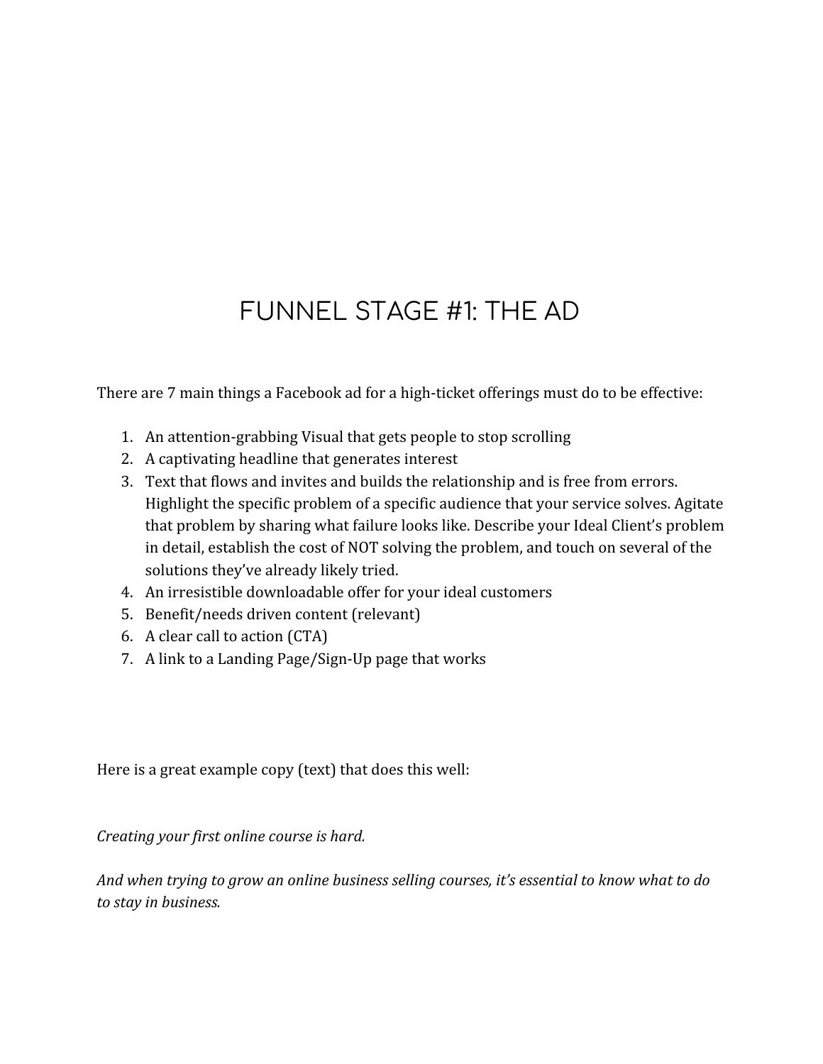# FUNNEL STAGE #1: THE AD

There are 7 main things a Facebook ad for a high-ticket offerings must do to be effective:

1. An attention-grabbing Visual that gets people to stop scrolling
2. A captivating headline that generates interest
3. Text that flows and invites and builds the relationship and is free from errors. Highlight the specific problem of a specific audience that your service solves. Agitate that problem by sharing what failure looks like. Describe your Ideal Client's problem in detail, establish the cost of NOT solving the problem, and touch on several of the solutions they've already likely tried.
4. An irresistible downloadable offer for your ideal customers
5. Benefit/needs driven content (relevant)
6. A clear call to action (CTA)
7. A link to a Landing Page/Sign-Up page that works

Here is a great example copy (text) that does this well:

*Creating your first online course is hard.*

*And when trying to grow an online business selling courses, it's essential to know what to do to stay in business.*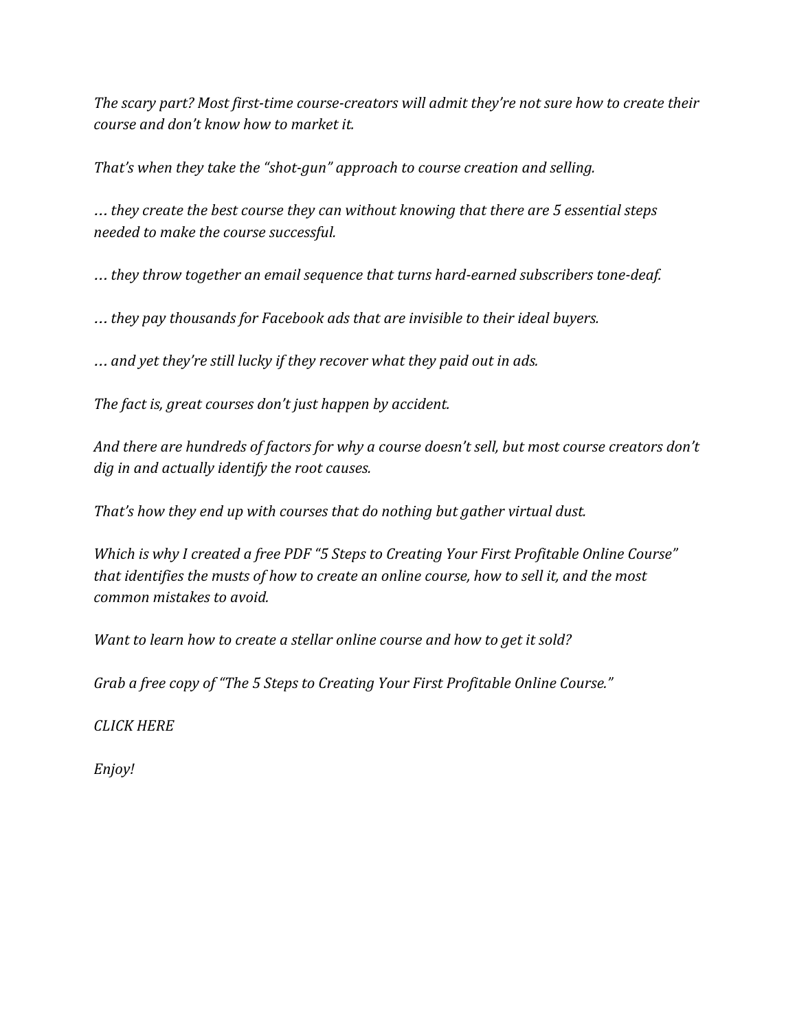*The scary part? Most first-time course-creators will admit they're not sure how to create their course and don't know how to market it.*

*That's when they take the "shot-gun" approach to course creation and selling.*

*… they create the best course they can without knowing that there are 5 essential steps needed to make the course successful.*

*… they throw together an email sequence that turns hard-earned subscribers tone-deaf.*

*… they pay thousands for Facebook ads that are invisible to their ideal buyers.*

*… and yet they're still lucky if they recover what they paid out in ads.*

*The fact is, great courses don't just happen by accident.*

*And there are hundreds of factors for why a course doesn't sell, but most course creators don't dig in and actually identify the root causes.*

*That's how they end up with courses that do nothing but gather virtual dust.*

*Which is why I created a free PDF "5 Steps to Creating Your First Profitable Online Course" that identifies the musts of how to create an online course, how to sell it, and the most common mistakes to avoid.*

*Want to learn how to create a stellar online course and how to get it sold?*

*Grab a free copy of "The 5 Steps to Creating Your First Profitable Online Course."*

*CLICK HERE*

*Enjoy!*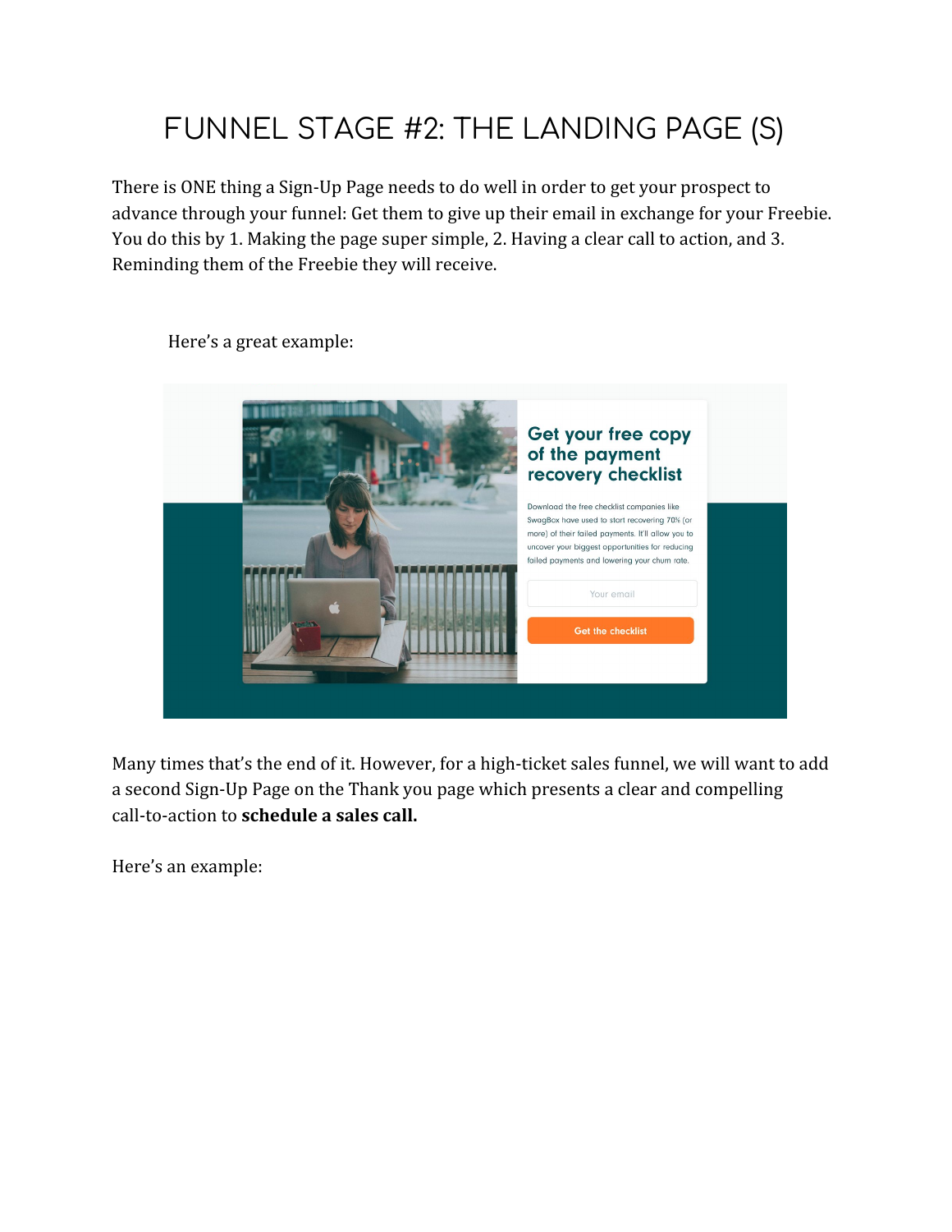# FUNNEL STAGE #2: THE LANDING PAGE (S)

There is ONE thing a Sign-Up Page needs to do well in order to get your prospect to advance through your funnel: Get them to give up their email in exchange for your Freebie. You do this by 1. Making the page super simple, 2. Having a clear call to action, and 3. Reminding them of the Freebie they will receive.

Here's a great example:

Many times that's the end of it. However, for a high-ticket sales funnel, we will want to add a second Sign-Up Page on the Thank you page which presents a clear and compelling call-to-action to **schedule a sales call.**

Here's an example: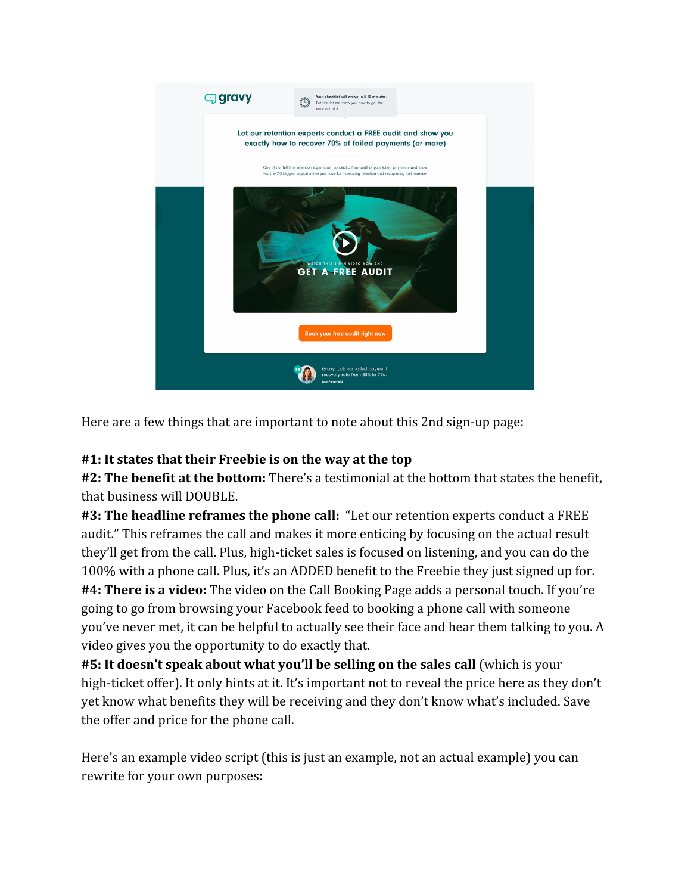Here are a few things that are important to note about this 2nd sign-up page:

**#1: It states that their Freebie is on the way at the top**
**#2: The benefit at the bottom:** There's a testimonial at the bottom that states the benefit, that business will DOUBLE.
**#3: The headline reframes the phone call:** "Let our retention experts conduct a FREE audit." This reframes the call and makes it more enticing by focusing on the actual result they'll get from the call. Plus, high-ticket sales is focused on listening, and you can do the 100% with a phone call. Plus, it's an ADDED benefit to the Freebie they just signed up for.
**#4: There is a video:** The video on the Call Booking Page adds a personal touch. If you're going to go from browsing your Facebook feed to booking a phone call with someone you've never met, it can be helpful to actually see their face and hear them talking to you. A video gives you the opportunity to do exactly that.
**#5: It doesn't speak about what you'll be selling on the sales call** (which is your high-ticket offer). It only hints at it. It's important not to reveal the price here as they don't yet know what benefits they will be receiving and they don't know what's included. Save the offer and price for the phone call.

Here's an example video script (this is just an example, not an actual example) you can rewrite for your own purposes: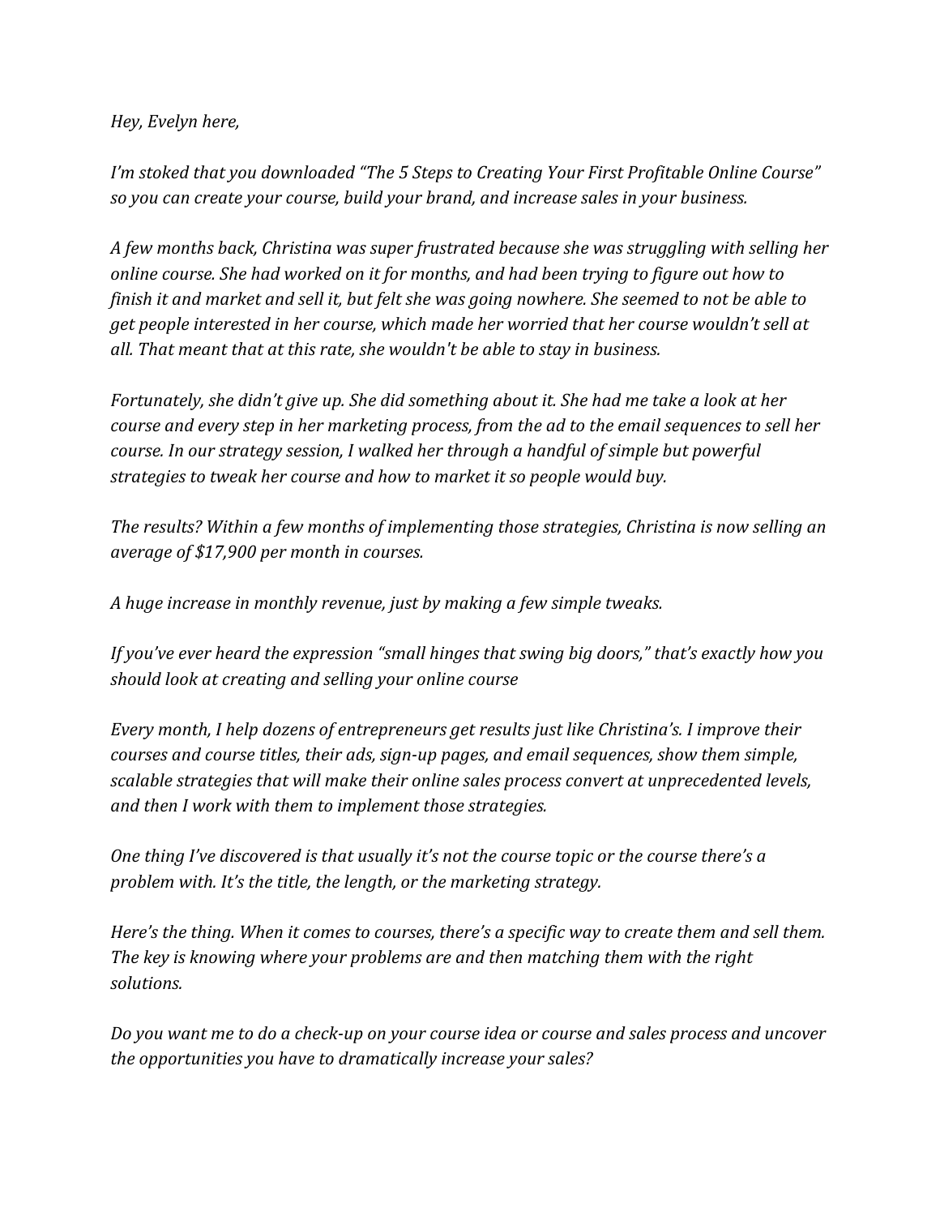*Hey, Evelyn here,*

*I'm stoked that you downloaded "The 5 Steps to Creating Your First Profitable Online Course" so you can create your course, build your brand, and increase sales in your business.*

*A few months back, Christina was super frustrated because she was struggling with selling her online course. She had worked on it for months, and had been trying to figure out how to finish it and market and sell it, but felt she was going nowhere. She seemed to not be able to get people interested in her course, which made her worried that her course wouldn't sell at all. That meant that at this rate, she wouldn't be able to stay in business.*

*Fortunately, she didn't give up. She did something about it. She had me take a look at her course and every step in her marketing process, from the ad to the email sequences to sell her course. In our strategy session, I walked her through a handful of simple but powerful strategies to tweak her course and how to market it so people would buy.*

*The results? Within a few months of implementing those strategies, Christina is now selling an average of $17,900 per month in courses.*

*A huge increase in monthly revenue, just by making a few simple tweaks.*

*If you've ever heard the expression "small hinges that swing big doors," that's exactly how you should look at creating and selling your online course*

*Every month, I help dozens of entrepreneurs get results just like Christina's. I improve their courses and course titles, their ads, sign-up pages, and email sequences, show them simple, scalable strategies that will make their online sales process convert at unprecedented levels, and then I work with them to implement those strategies.*

*One thing I've discovered is that usually it's not the course topic or the course there's a problem with. It's the title, the length, or the marketing strategy.*

*Here's the thing. When it comes to courses, there's a specific way to create them and sell them. The key is knowing where your problems are and then matching them with the right solutions.*

*Do you want me to do a check-up on your course idea or course and sales process and uncover the opportunities you have to dramatically increase your sales?*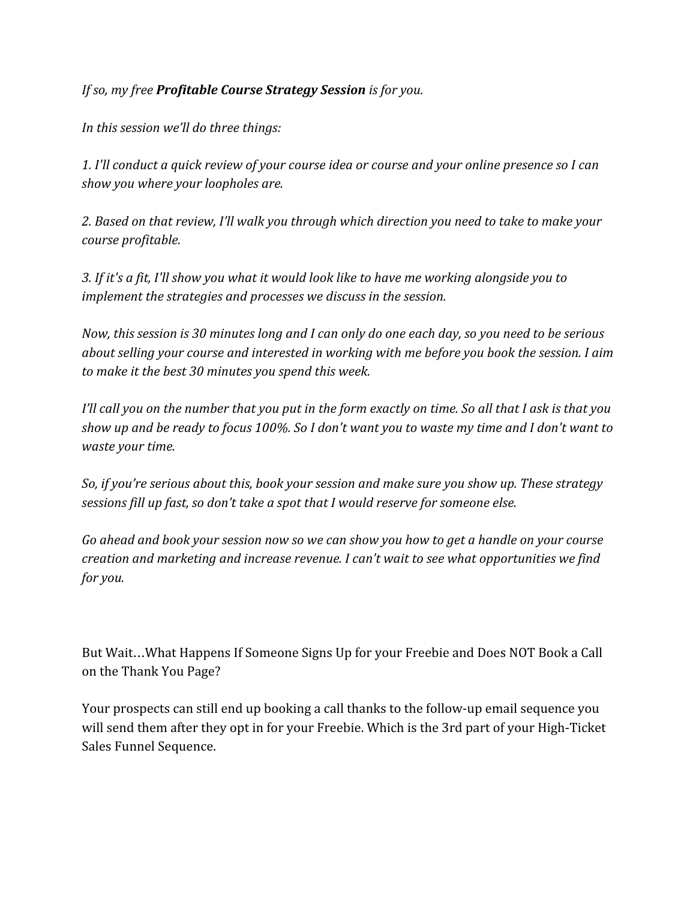*If so, my free* ***Profitable Course Strategy Session*** *is for you.*

*In this session we'll do three things:*

*1. I'll conduct a quick review of your course idea or course and your online presence so I can show you where your loopholes are.*

*2. Based on that review, I'll walk you through which direction you need to take to make your course profitable.*

*3. If it's a fit, I'll show you what it would look like to have me working alongside you to implement the strategies and processes we discuss in the session.*

*Now, this session is 30 minutes long and I can only do one each day, so you need to be serious about selling your course and interested in working with me before you book the session. I aim to make it the best 30 minutes you spend this week.*

*I'll call you on the number that you put in the form exactly on time. So all that I ask is that you show up and be ready to focus 100%. So I don't want you to waste my time and I don't want to waste your time.*

*So, if you're serious about this, book your session and make sure you show up. These strategy sessions fill up fast, so don't take a spot that I would reserve for someone else.*

*Go ahead and book your session now so we can show you how to get a handle on your course creation and marketing and increase revenue. I can't wait to see what opportunities we find for you.*

But Wait…What Happens If Someone Signs Up for your Freebie and Does NOT Book a Call on the Thank You Page?

Your prospects can still end up booking a call thanks to the follow-up email sequence you will send them after they opt in for your Freebie. Which is the 3rd part of your High-Ticket Sales Funnel Sequence.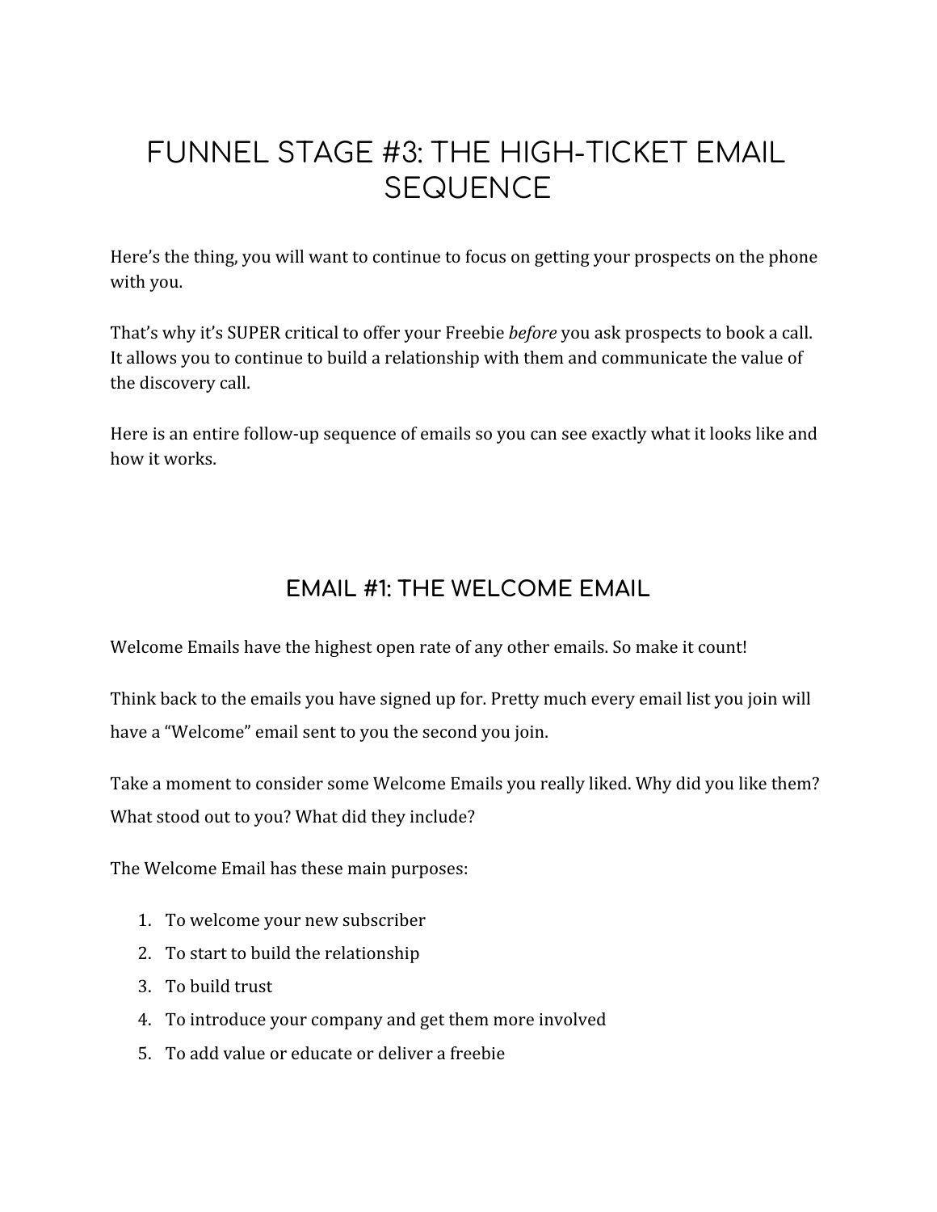# FUNNEL STAGE #3: THE HIGH-TICKET EMAIL SEQUENCE

Here's the thing, you will want to continue to focus on getting your prospects on the phone with you.

That's why it's SUPER critical to offer your Freebie *before* you ask prospects to book a call. It allows you to continue to build a relationship with them and communicate the value of the discovery call.

Here is an entire follow-up sequence of emails so you can see exactly what it looks like and how it works.

## EMAIL #1: THE WELCOME EMAIL

Welcome Emails have the highest open rate of any other emails. So make it count!

Think back to the emails you have signed up for. Pretty much every email list you join will have a "Welcome" email sent to you the second you join.

Take a moment to consider some Welcome Emails you really liked. Why did you like them? What stood out to you? What did they include?

The Welcome Email has these main purposes:

1. To welcome your new subscriber
2. To start to build the relationship
3. To build trust
4. To introduce your company and get them more involved
5. To add value or educate or deliver a freebie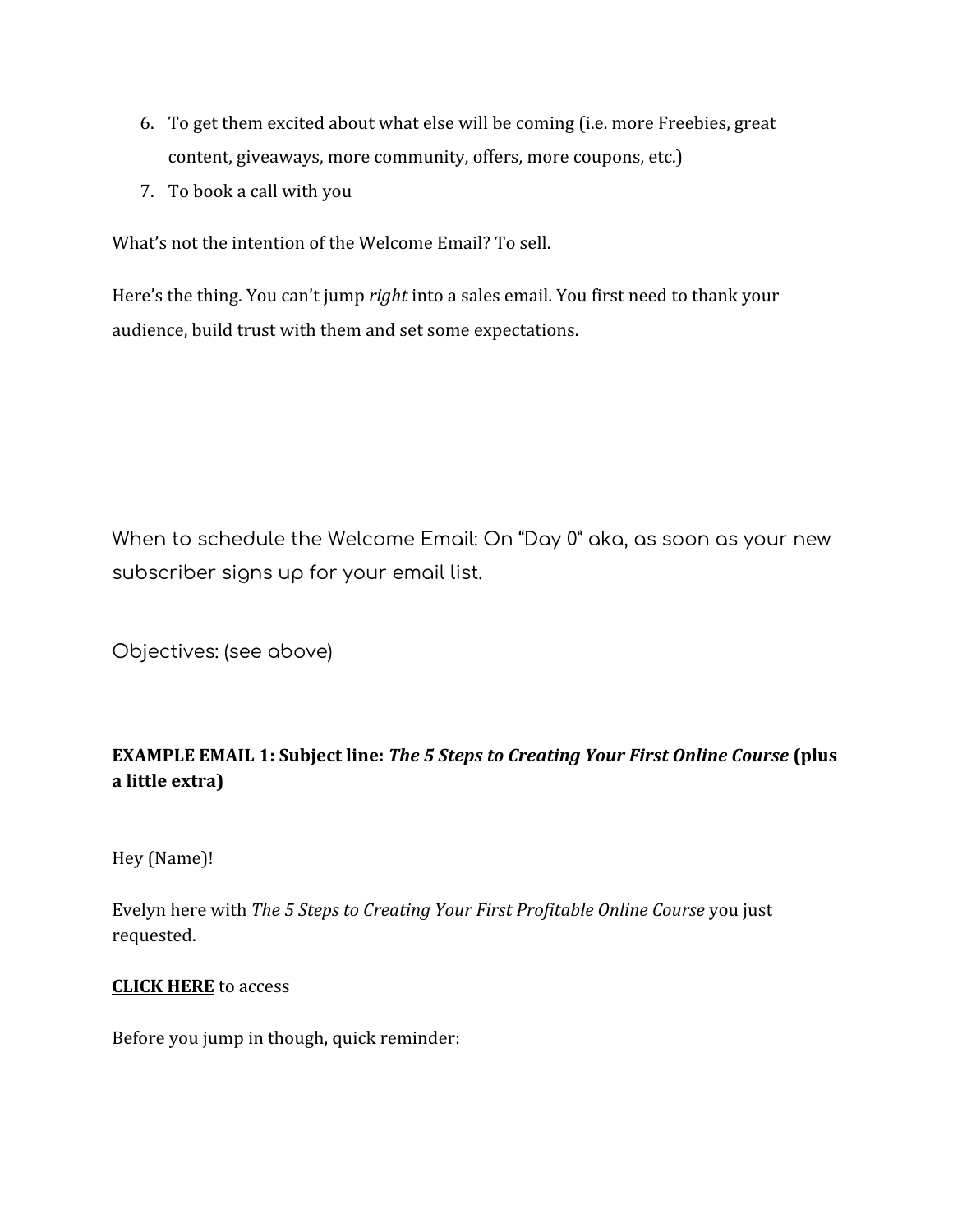6. To get them excited about what else will be coming (i.e. more Freebies, great content, giveaways, more community, offers, more coupons, etc.)
7. To book a call with you

What's not the intention of the Welcome Email? To sell.

Here's the thing. You can't jump *right* into a sales email. You first need to thank your audience, build trust with them and set some expectations.

When to schedule the Welcome Email: On "Day 0" aka, as soon as your new subscriber signs up for your email list.

Objectives: (see above)

**EXAMPLE EMAIL 1: Subject line: *The 5 Steps to Creating Your First Online Course* (plus a little extra)**

Hey (Name)!

Evelyn here with *The 5 Steps to Creating Your First Profitable Online Course* you just requested.

**CLICK HERE** to access

Before you jump in though, quick reminder: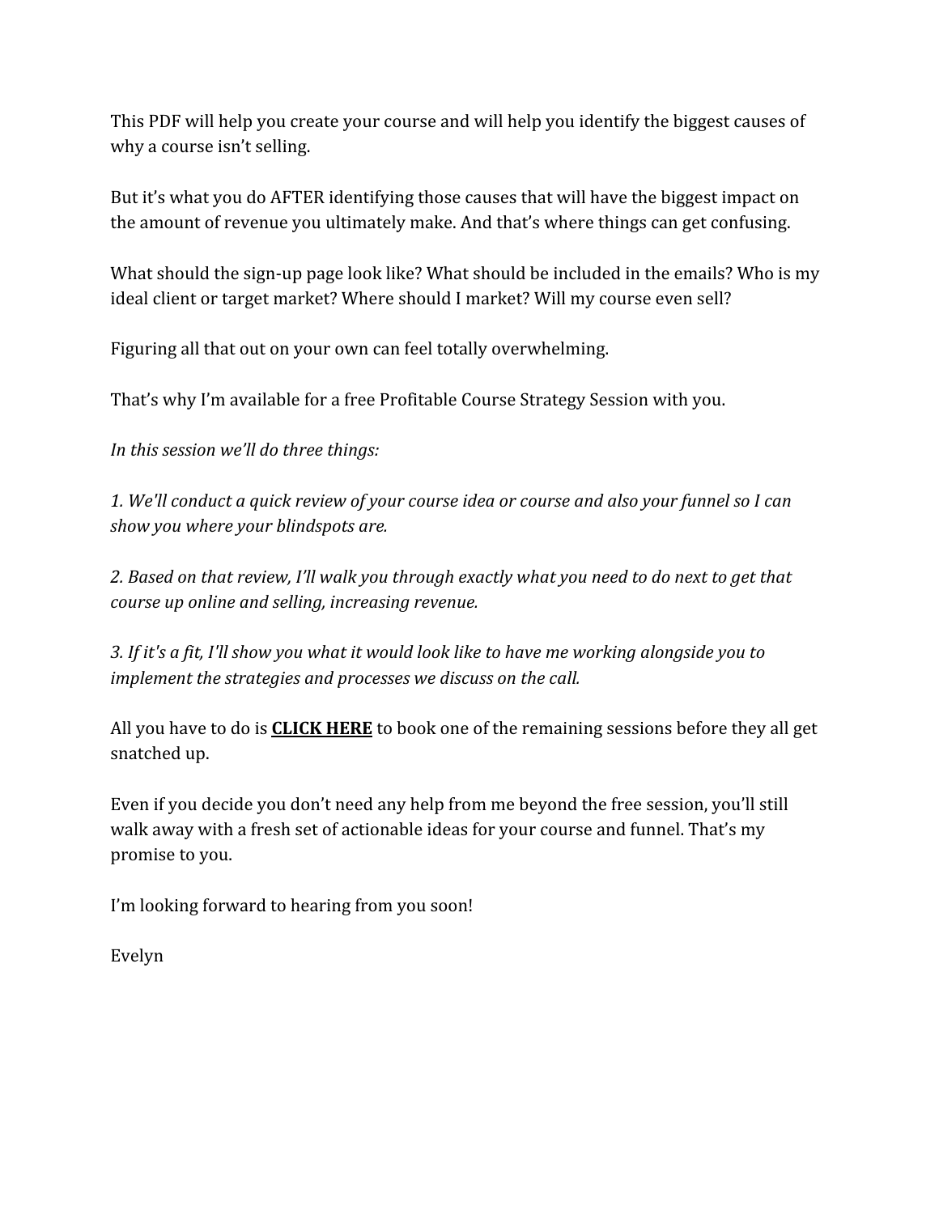This PDF will help you create your course and will help you identify the biggest causes of why a course isn't selling.

But it's what you do AFTER identifying those causes that will have the biggest impact on the amount of revenue you ultimately make. And that's where things can get confusing.

What should the sign-up page look like? What should be included in the emails? Who is my ideal client or target market? Where should I market? Will my course even sell?

Figuring all that out on your own can feel totally overwhelming.

That's why I'm available for a free Profitable Course Strategy Session with you.

*In this session we'll do three things:*

*1. We'll conduct a quick review of your course idea or course and also your funnel so I can show you where your blindspots are.*

*2. Based on that review, I'll walk you through exactly what you need to do next to get that course up online and selling, increasing revenue.*

*3. If it's a fit, I'll show you what it would look like to have me working alongside you to implement the strategies and processes we discuss on the call.*

All you have to do is **CLICK HERE** to book one of the remaining sessions before they all get snatched up.

Even if you decide you don't need any help from me beyond the free session, you'll still walk away with a fresh set of actionable ideas for your course and funnel. That's my promise to you.

I'm looking forward to hearing from you soon!

Evelyn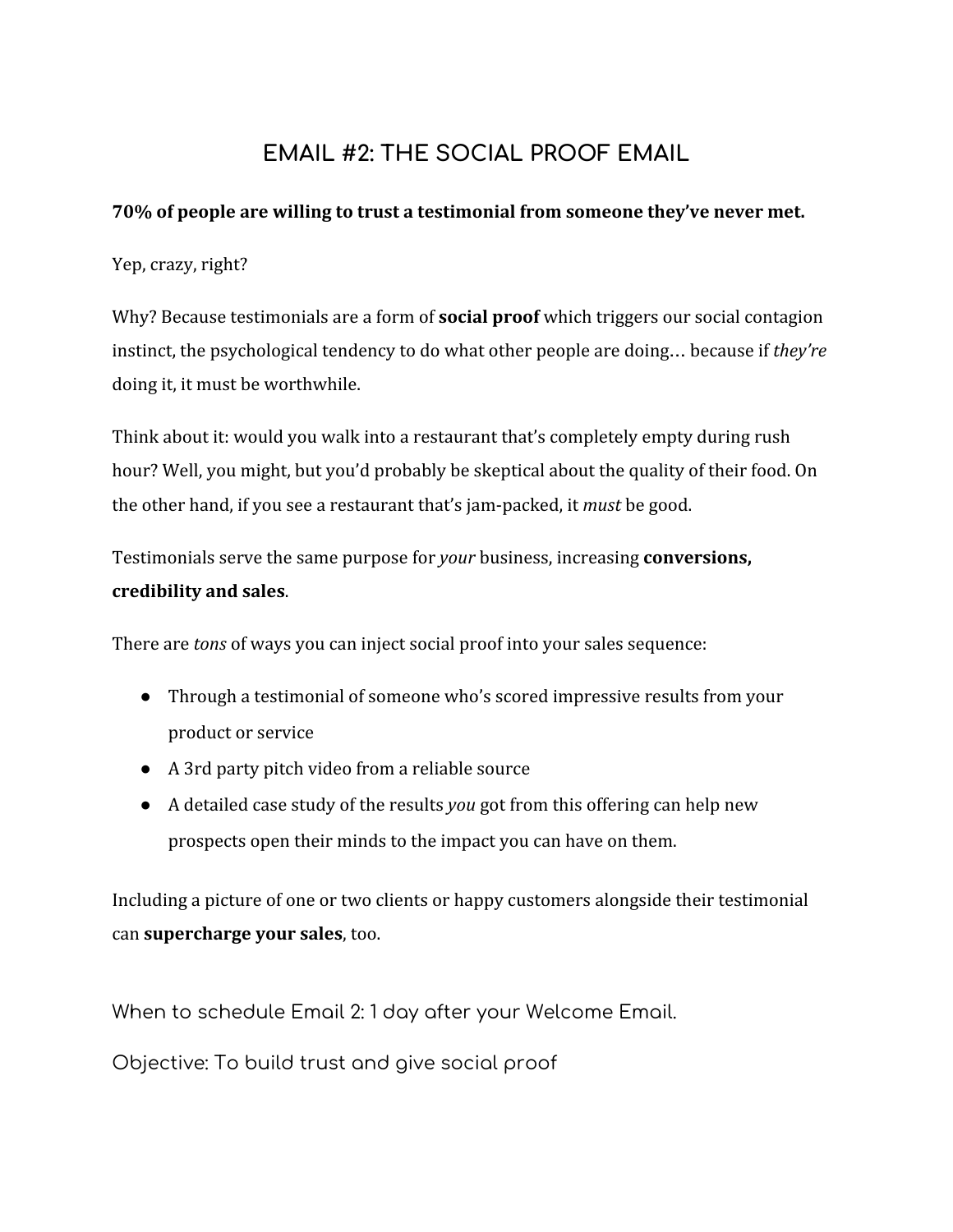# EMAIL #2: THE SOCIAL PROOF EMAIL

**70% of people are willing to trust a testimonial from someone they've never met.**

Yep, crazy, right?

Why? Because testimonials are a form of **social proof** which triggers our social contagion instinct, the psychological tendency to do what other people are doing… because if *they're* doing it, it must be worthwhile.

Think about it: would you walk into a restaurant that's completely empty during rush hour? Well, you might, but you'd probably be skeptical about the quality of their food. On the other hand, if you see a restaurant that's jam-packed, it *must* be good.

Testimonials serve the same purpose for *your* business, increasing **conversions, credibility and sales**.

There are *tons* of ways you can inject social proof into your sales sequence:

- Through a testimonial of someone who's scored impressive results from your product or service
- A 3rd party pitch video from a reliable source
- A detailed case study of the results *you* got from this offering can help new prospects open their minds to the impact you can have on them.

Including a picture of one or two clients or happy customers alongside their testimonial can **supercharge your sales**, too.

When to schedule Email 2: 1 day after your Welcome Email.

Objective: To build trust and give social proof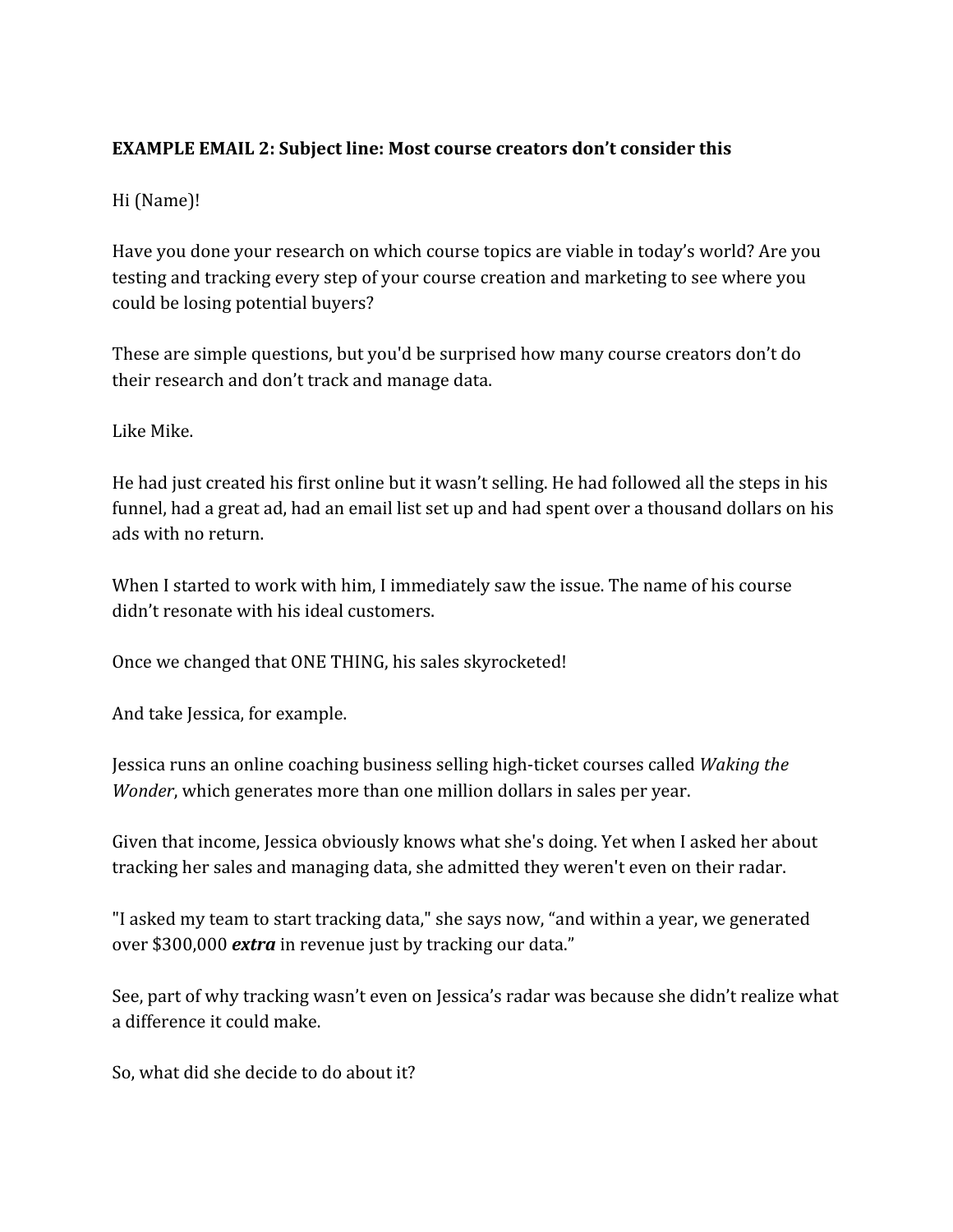**EXAMPLE EMAIL 2: Subject line: Most course creators don't consider this**

Hi (Name)!

Have you done your research on which course topics are viable in today's world? Are you testing and tracking every step of your course creation and marketing to see where you could be losing potential buyers?

These are simple questions, but you'd be surprised how many course creators don't do their research and don't track and manage data.

Like Mike.

He had just created his first online but it wasn't selling. He had followed all the steps in his funnel, had a great ad, had an email list set up and had spent over a thousand dollars on his ads with no return.

When I started to work with him, I immediately saw the issue. The name of his course didn't resonate with his ideal customers.

Once we changed that ONE THING, his sales skyrocketed!

And take Jessica, for example.

Jessica runs an online coaching business selling high-ticket courses called *Waking the Wonder*, which generates more than one million dollars in sales per year.

Given that income, Jessica obviously knows what she's doing. Yet when I asked her about tracking her sales and managing data, she admitted they weren't even on their radar.

"I asked my team to start tracking data," she says now, "and within a year, we generated over $300,000 ***extra*** in revenue just by tracking our data."

See, part of why tracking wasn't even on Jessica's radar was because she didn't realize what a difference it could make.

So, what did she decide to do about it?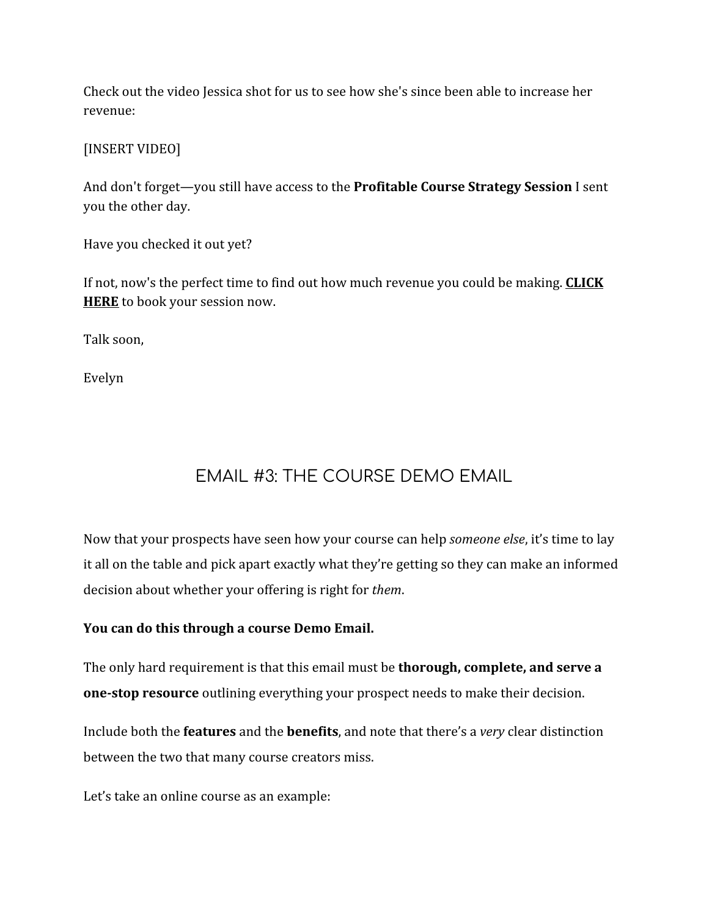Check out the video Jessica shot for us to see how she's since been able to increase her revenue:

[INSERT VIDEO]

And don't forget—you still have access to the **Profitable Course Strategy Session** I sent you the other day.

Have you checked it out yet?

If not, now's the perfect time to find out how much revenue you could be making. **CLICK HERE** to book your session now.

Talk soon,

Evelyn

## EMAIL #3: THE COURSE DEMO EMAIL

Now that your prospects have seen how your course can help *someone else*, it's time to lay it all on the table and pick apart exactly what they're getting so they can make an informed decision about whether your offering is right for *them*.

**You can do this through a course Demo Email.**

The only hard requirement is that this email must be **thorough, complete, and serve a one-stop resource** outlining everything your prospect needs to make their decision.

Include both the **features** and the **benefits**, and note that there's a *very* clear distinction between the two that many course creators miss.

Let's take an online course as an example: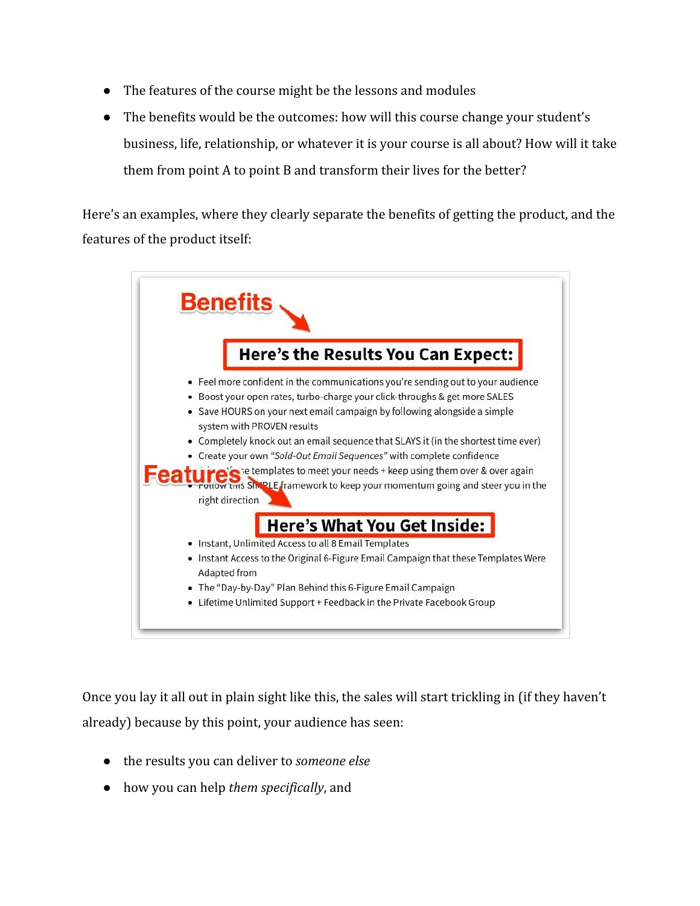- The features of the course might be the lessons and modules
- The benefits would be the outcomes: how will this course change your student's business, life, relationship, or whatever it is your course is all about? How will it take them from point A to point B and transform their lives for the better?

Here's an examples, where they clearly separate the benefits of getting the product, and the features of the product itself:

**Benefits**

**Here's the Results You Can Expect:**

- Feel more confident in the communications you're sending out to your audience
- Boost your open rates, turbo-charge your click-throughs & get more SALES
- Save HOURS on your next email campaign by following alongside a simple system with PROVEN results
- Completely knock out an email sequence that SLAYS it (in the shortest time ever)
- Create your own *"Sold-Out Email Sequences"* with complete confidence
- Adapt the templates to meet your needs + keep using them over & over again
- Follow this SIMPLE framework to keep your momentum going and steer you in the right direction

**Features**

**Here's What You Get Inside:**

- Instant, Unlimited Access to all 8 Email Templates
- Instant Access to the Original 6-Figure Email Campaign that these Templates Were Adapted from
- The "Day-by-Day" Plan Behind this 6-Figure Email Campaign
- Lifetime Unlimited Support + Feedback in the Private Facebook Group

Once you lay it all out in plain sight like this, the sales will start trickling in (if they haven't already) because by this point, your audience has seen:

- the results you can deliver to *someone else*
- how you can help *them specifically*, and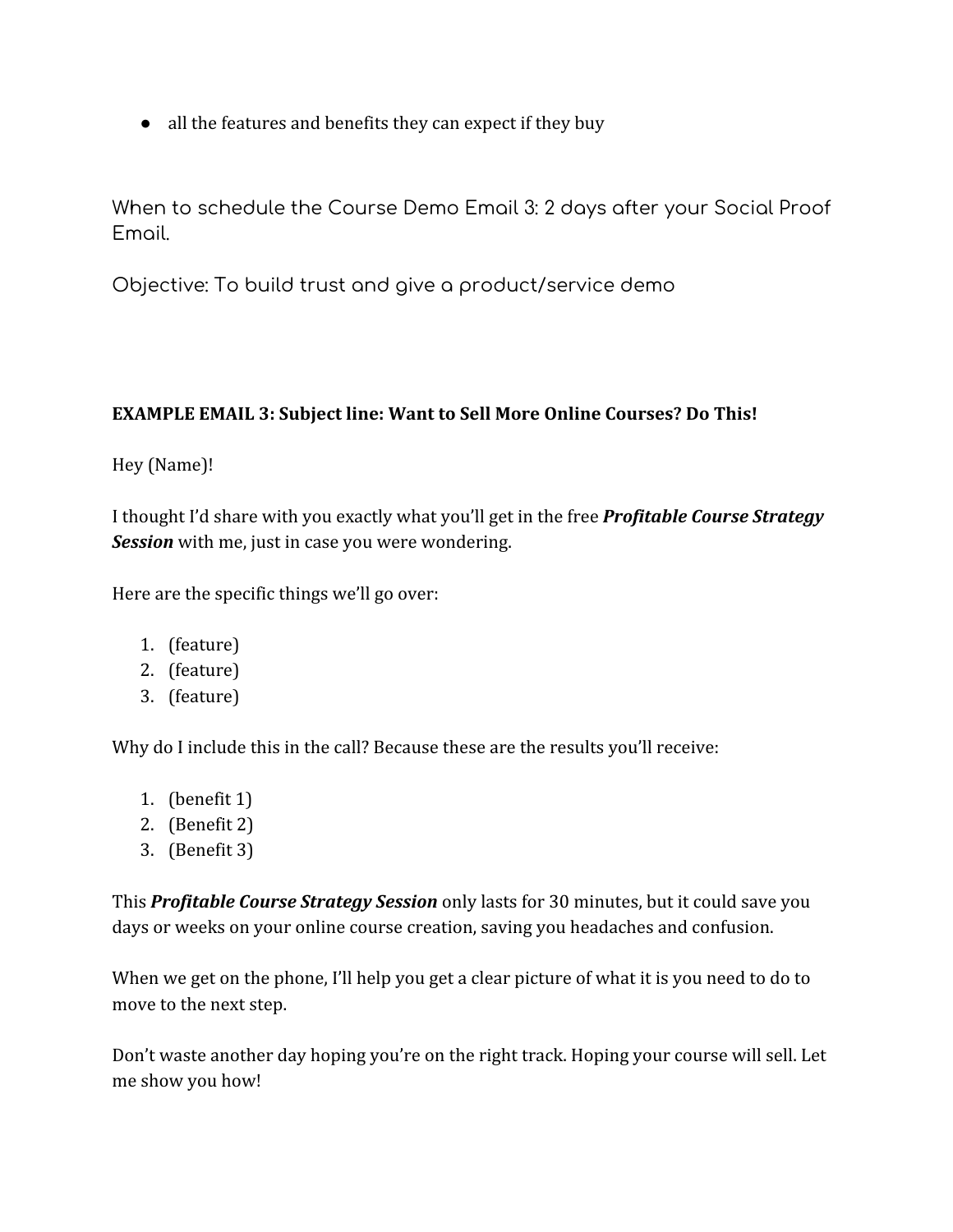- all the features and benefits they can expect if they buy

When to schedule the Course Demo Email 3: 2 days after your Social Proof Email.

Objective: To build trust and give a product/service demo

**EXAMPLE EMAIL 3: Subject line: Want to Sell More Online Courses? Do This!**

Hey (Name)!

I thought I'd share with you exactly what you'll get in the free ***Profitable Course Strategy Session*** with me, just in case you were wondering.

Here are the specific things we'll go over:

1. (feature)
2. (feature)
3. (feature)

Why do I include this in the call? Because these are the results you'll receive:

1. (benefit 1)
2. (Benefit 2)
3. (Benefit 3)

This ***Profitable Course Strategy Session*** only lasts for 30 minutes, but it could save you days or weeks on your online course creation, saving you headaches and confusion.

When we get on the phone, I'll help you get a clear picture of what it is you need to do to move to the next step.

Don't waste another day hoping you're on the right track. Hoping your course will sell. Let me show you how!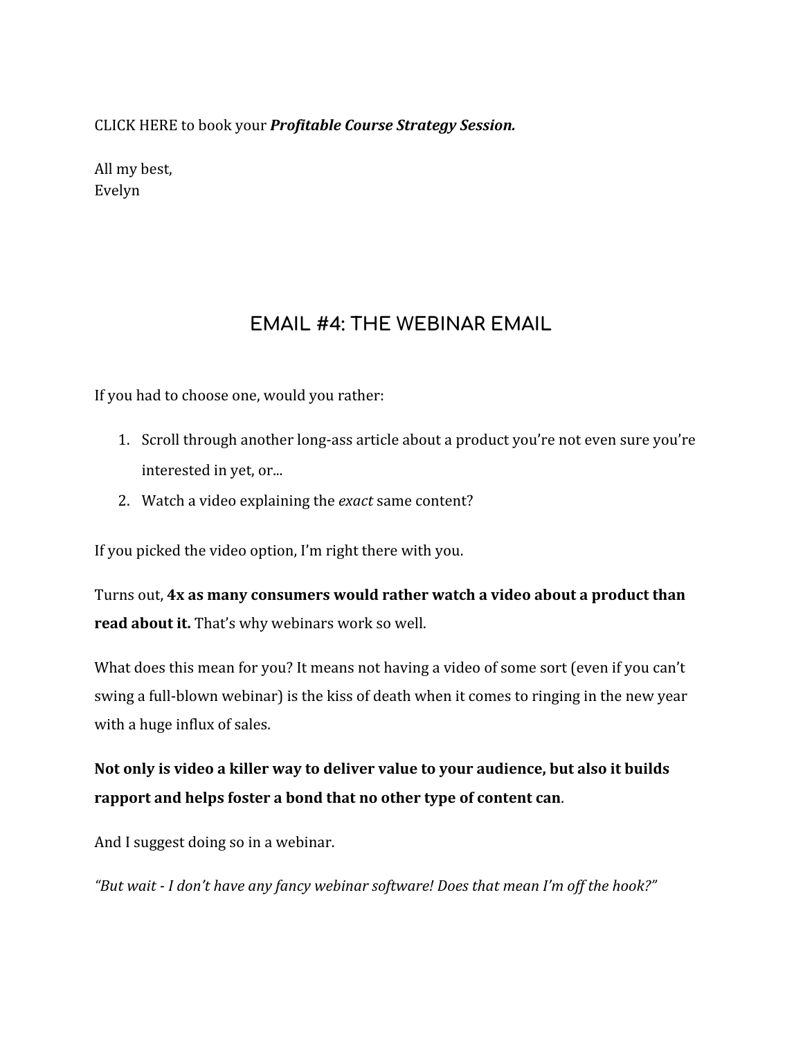CLICK HERE to book your ***Profitable Course Strategy Session.***

All my best,
Evelyn

## EMAIL #4: THE WEBINAR EMAIL

If you had to choose one, would you rather:

1. Scroll through another long-ass article about a product you're not even sure you're interested in yet, or...
2. Watch a video explaining the *exact* same content?

If you picked the video option, I'm right there with you.

Turns out, **4x as many consumers would rather watch a video about a product than read about it.** That's why webinars work so well.

What does this mean for you? It means not having a video of some sort (even if you can't swing a full-blown webinar) is the kiss of death when it comes to ringing in the new year with a huge influx of sales.

**Not only is video a killer way to deliver value to your audience, but also it builds rapport and helps foster a bond that no other type of content can**.

And I suggest doing so in a webinar.

*"But wait - I don't have any fancy webinar software! Does that mean I'm off the hook?"*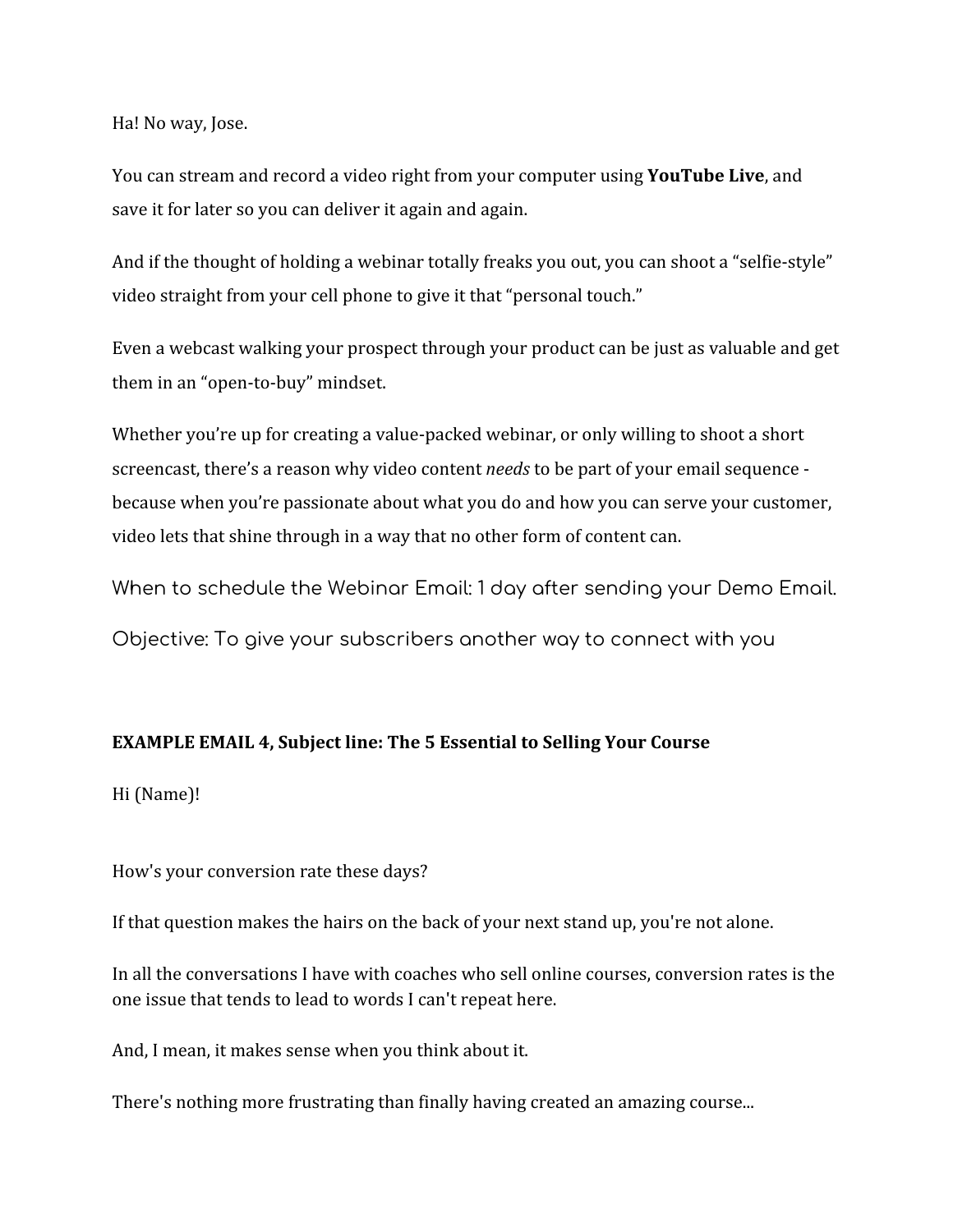Ha! No way, Jose.

You can stream and record a video right from your computer using **YouTube Live**, and save it for later so you can deliver it again and again.

And if the thought of holding a webinar totally freaks you out, you can shoot a "selfie-style" video straight from your cell phone to give it that "personal touch."

Even a webcast walking your prospect through your product can be just as valuable and get them in an "open-to-buy" mindset.

Whether you're up for creating a value-packed webinar, or only willing to shoot a short screencast, there's a reason why video content *needs* to be part of your email sequence - because when you're passionate about what you do and how you can serve your customer, video lets that shine through in a way that no other form of content can.

When to schedule the Webinar Email: 1 day after sending your Demo Email.

Objective: To give your subscribers another way to connect with you

**EXAMPLE EMAIL 4, Subject line: The 5 Essential to Selling Your Course**

Hi (Name)!

How's your conversion rate these days?

If that question makes the hairs on the back of your next stand up, you're not alone.

In all the conversations I have with coaches who sell online courses, conversion rates is the one issue that tends to lead to words I can't repeat here.

And, I mean, it makes sense when you think about it.

There's nothing more frustrating than finally having created an amazing course...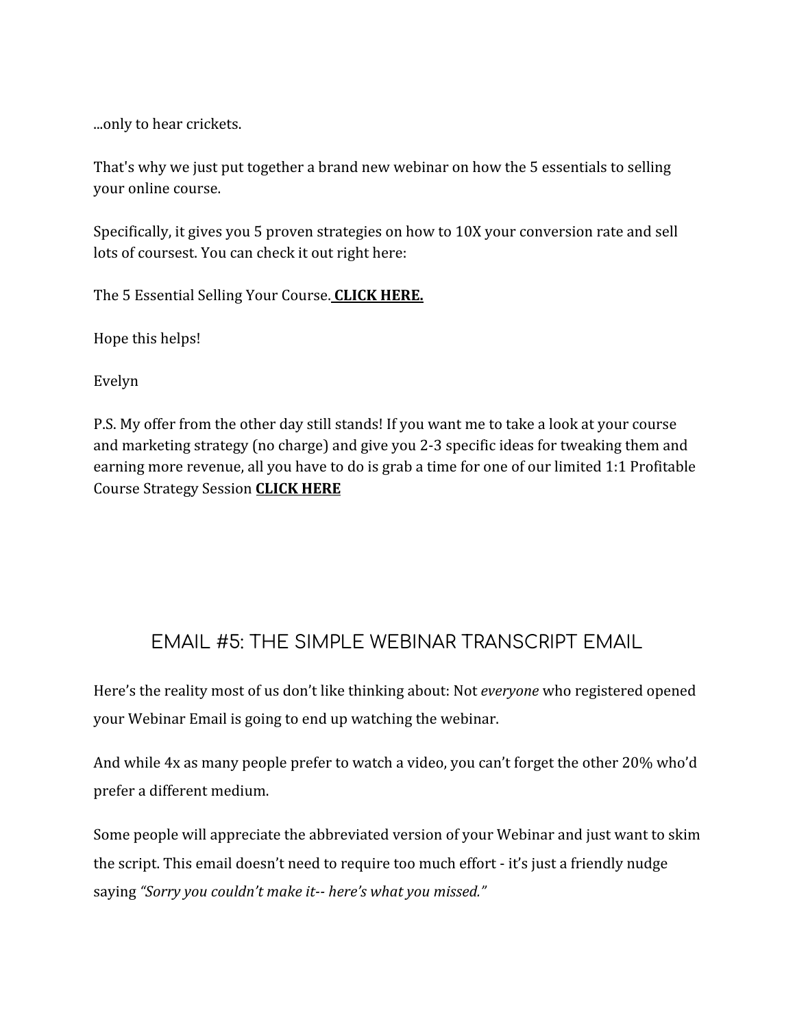...only to hear crickets.

That's why we just put together a brand new webinar on how the 5 essentials to selling your online course.

Specifically, it gives you 5 proven strategies on how to 10X your conversion rate and sell lots of coursest. You can check it out right here:

The 5 Essential Selling Your Course. **CLICK HERE.**

Hope this helps!

Evelyn

P.S. My offer from the other day still stands! If you want me to take a look at your course and marketing strategy (no charge) and give you 2-3 specific ideas for tweaking them and earning more revenue, all you have to do is grab a time for one of our limited 1:1 Profitable Course Strategy Session **CLICK HERE**

## EMAIL #5: THE SIMPLE WEBINAR TRANSCRIPT EMAIL

Here's the reality most of us don't like thinking about: Not *everyone* who registered opened your Webinar Email is going to end up watching the webinar.

And while 4x as many people prefer to watch a video, you can't forget the other 20% who'd prefer a different medium.

Some people will appreciate the abbreviated version of your Webinar and just want to skim the script. This email doesn't need to require too much effort - it's just a friendly nudge saying *"Sorry you couldn't make it-- here's what you missed."*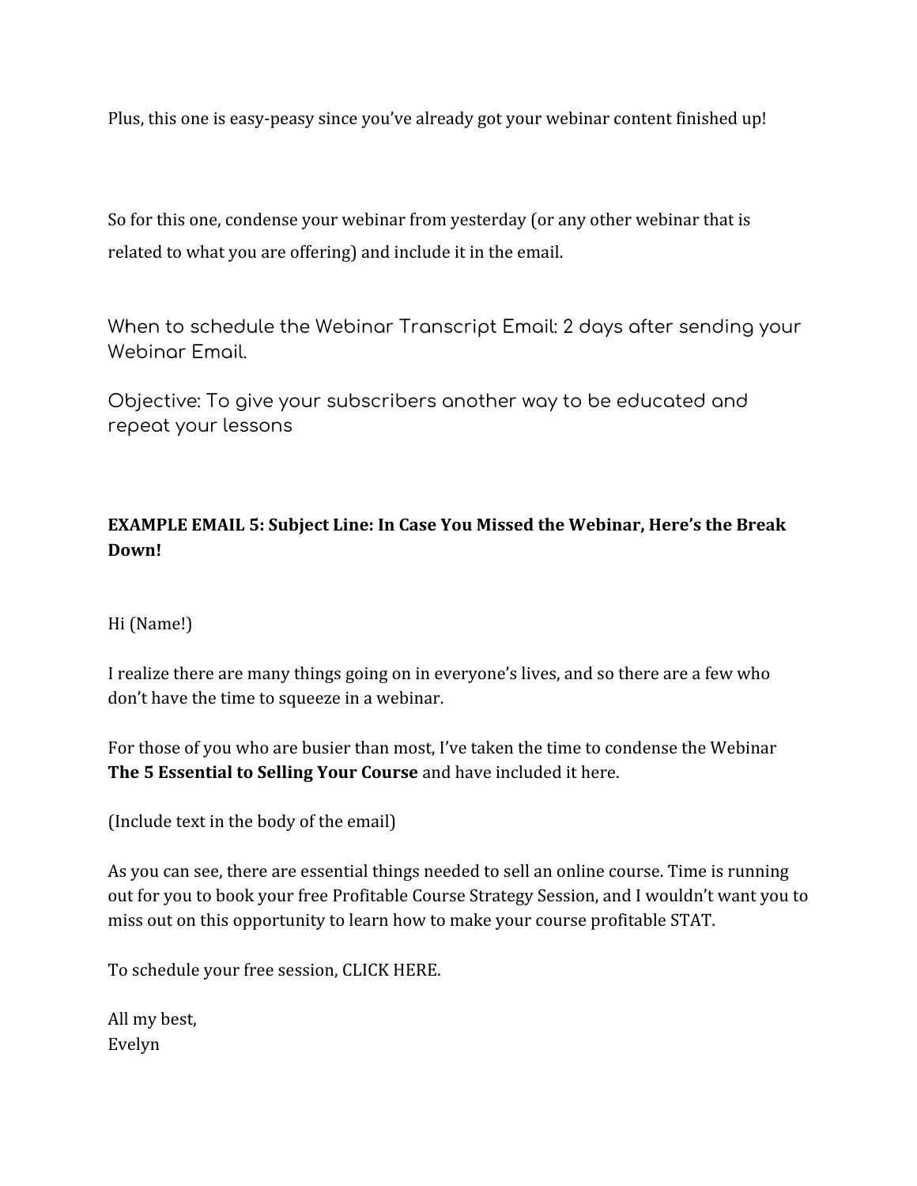Plus, this one is easy-peasy since you've already got your webinar content finished up!

So for this one, condense your webinar from yesterday (or any other webinar that is related to what you are offering) and include it in the email.

When to schedule the Webinar Transcript Email: 2 days after sending your Webinar Email.

Objective: To give your subscribers another way to be educated and repeat your lessons

**EXAMPLE EMAIL 5: Subject Line: In Case You Missed the Webinar, Here's the Break Down!**

Hi (Name!)

I realize there are many things going on in everyone's lives, and so there are a few who don't have the time to squeeze in a webinar.

For those of you who are busier than most, I've taken the time to condense the Webinar **The 5 Essential to Selling Your Course** and have included it here.

(Include text in the body of the email)

As you can see, there are essential things needed to sell an online course. Time is running out for you to book your free Profitable Course Strategy Session, and I wouldn't want you to miss out on this opportunity to learn how to make your course profitable STAT.

To schedule your free session, CLICK HERE.

All my best,
Evelyn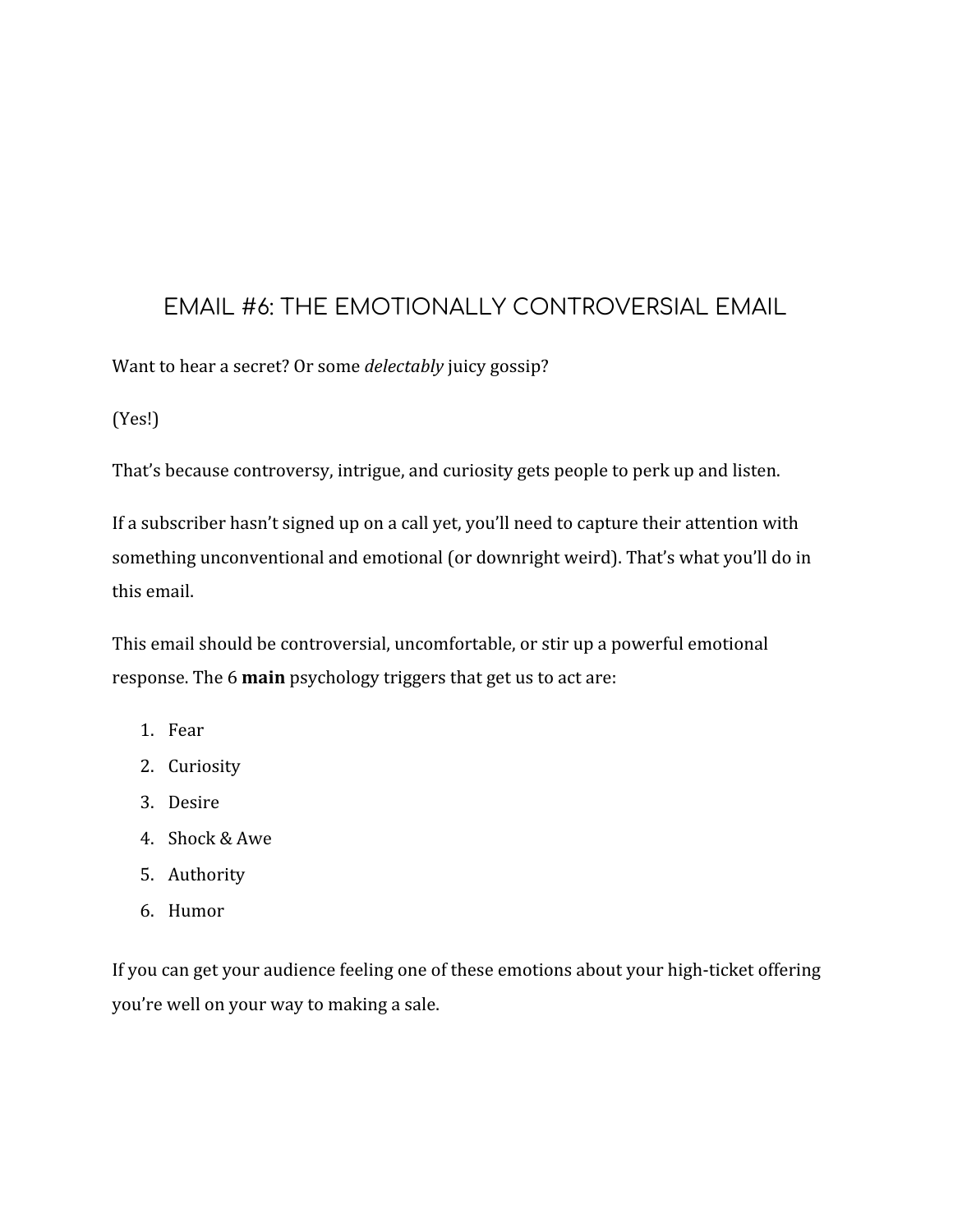# EMAIL #6: THE EMOTIONALLY CONTROVERSIAL EMAIL

Want to hear a secret? Or some *delectably* juicy gossip?

(Yes!)

That's because controversy, intrigue, and curiosity gets people to perk up and listen.

If a subscriber hasn't signed up on a call yet, you'll need to capture their attention with something unconventional and emotional (or downright weird). That's what you'll do in this email.

This email should be controversial, uncomfortable, or stir up a powerful emotional response. The 6 **main** psychology triggers that get us to act are:

1. Fear
2. Curiosity
3. Desire
4. Shock & Awe
5. Authority
6. Humor

If you can get your audience feeling one of these emotions about your high-ticket offering you're well on your way to making a sale.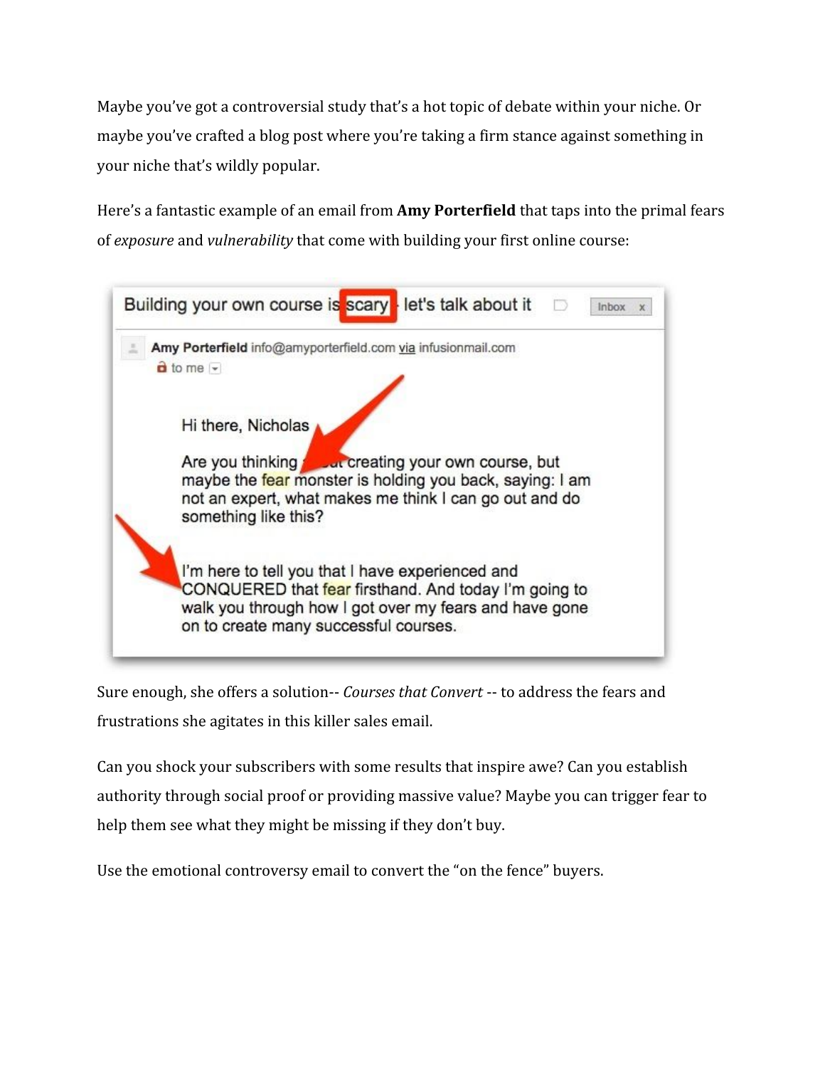Maybe you've got a controversial study that's a hot topic of debate within your niche. Or maybe you've crafted a blog post where you're taking a firm stance against something in your niche that's wildly popular.

Here's a fantastic example of an email from **Amy Porterfield** that taps into the primal fears of *exposure* and *vulnerability* that come with building your first online course:

Building your own course is scary - let's talk about it

Amy Porterfield info@amyporterfield.com via infusionmail.com
to me

Hi there, Nicholas

Are you thinking about creating your own course, but maybe the fear monster is holding you back, saying: I am not an expert, what makes me think I can go out and do something like this?

I'm here to tell you that I have experienced and CONQUERED that fear firsthand. And today I'm going to walk you through how I got over my fears and have gone on to create many successful courses.

Sure enough, she offers a solution-- *Courses that Convert* -- to address the fears and frustrations she agitates in this killer sales email.

Can you shock your subscribers with some results that inspire awe? Can you establish authority through social proof or providing massive value? Maybe you can trigger fear to help them see what they might be missing if they don't buy.

Use the emotional controversy email to convert the "on the fence" buyers.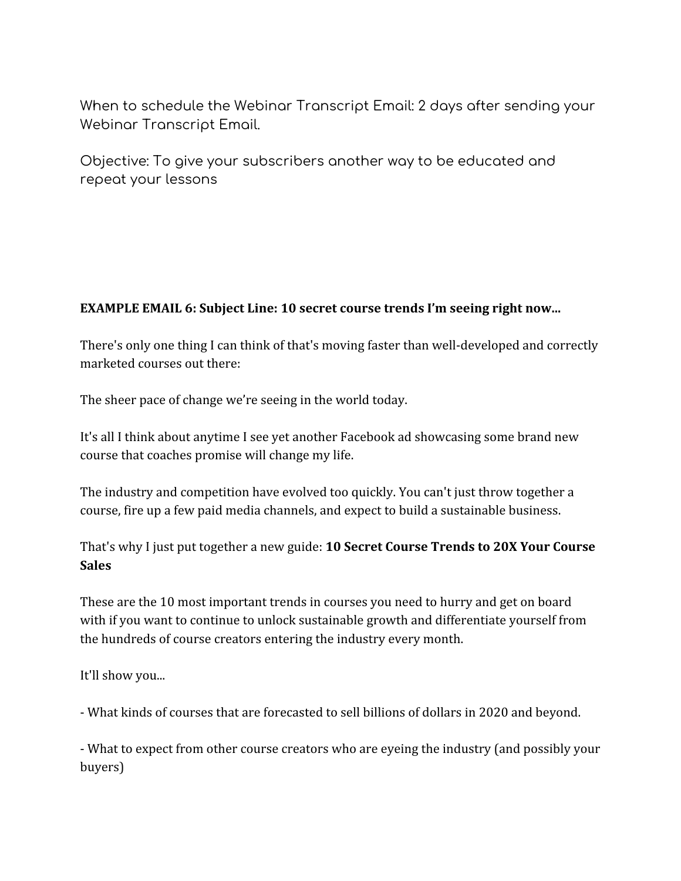When to schedule the Webinar Transcript Email: 2 days after sending your Webinar Transcript Email.

Objective: To give your subscribers another way to be educated and repeat your lessons

**EXAMPLE EMAIL 6: Subject Line: 10 secret course trends I'm seeing right now...**

There's only one thing I can think of that's moving faster than well-developed and correctly marketed courses out there:

The sheer pace of change we're seeing in the world today.

It's all I think about anytime I see yet another Facebook ad showcasing some brand new course that coaches promise will change my life.

The industry and competition have evolved too quickly. You can't just throw together a course, fire up a few paid media channels, and expect to build a sustainable business.

That's why I just put together a new guide: **10 Secret Course Trends to 20X Your Course Sales**

These are the 10 most important trends in courses you need to hurry and get on board with if you want to continue to unlock sustainable growth and differentiate yourself from the hundreds of course creators entering the industry every month.

It'll show you...

- What kinds of courses that are forecasted to sell billions of dollars in 2020 and beyond.

- What to expect from other course creators who are eyeing the industry (and possibly your buyers)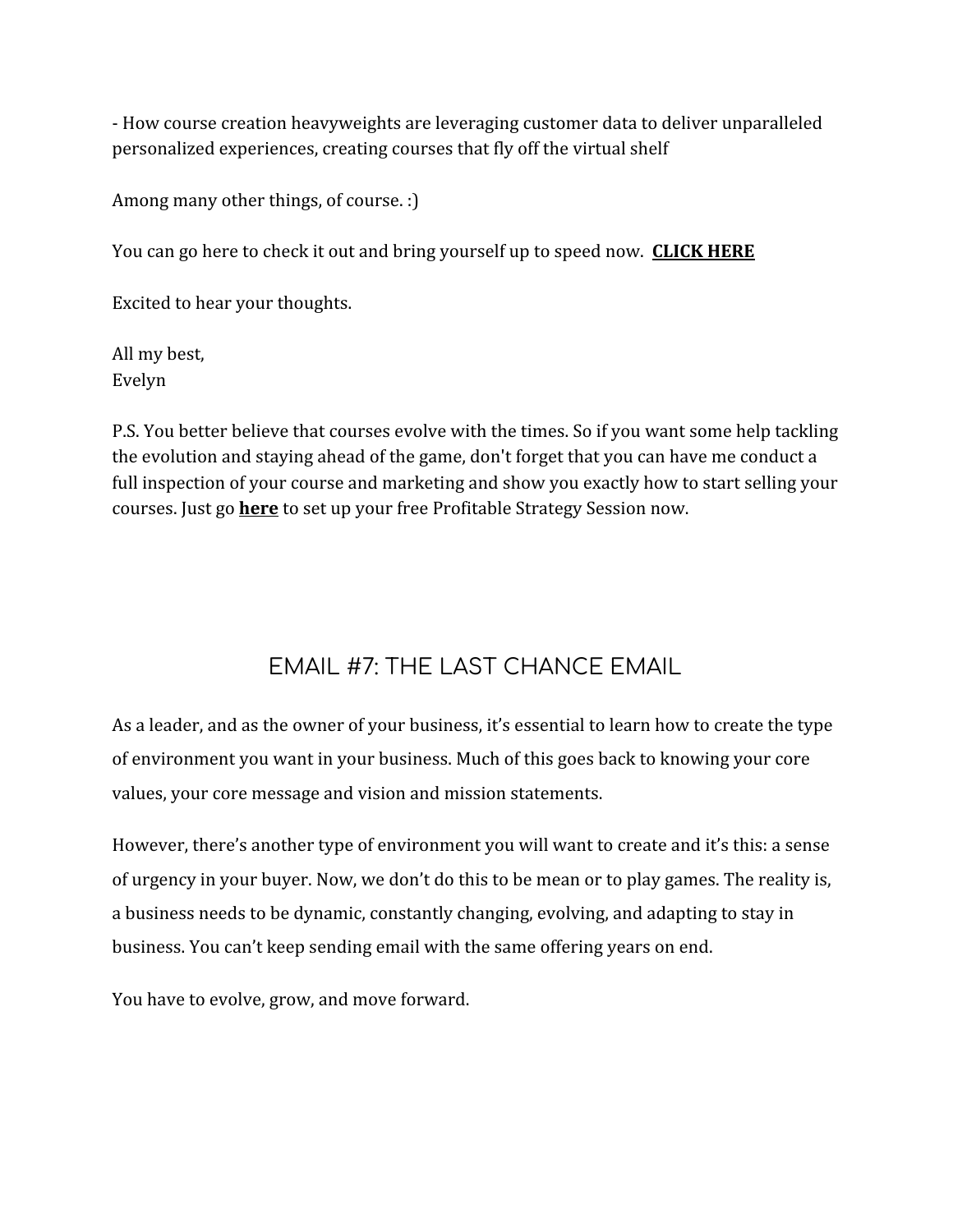- How course creation heavyweights are leveraging customer data to deliver unparalleled personalized experiences, creating courses that fly off the virtual shelf

Among many other things, of course. :)

You can go here to check it out and bring yourself up to speed now. **CLICK HERE**

Excited to hear your thoughts.

All my best,
Evelyn

P.S. You better believe that courses evolve with the times. So if you want some help tackling the evolution and staying ahead of the game, don't forget that you can have me conduct a full inspection of your course and marketing and show you exactly how to start selling your courses. Just go **here** to set up your free Profitable Strategy Session now.

## EMAIL #7: THE LAST CHANCE EMAIL

As a leader, and as the owner of your business, it's essential to learn how to create the type of environment you want in your business. Much of this goes back to knowing your core values, your core message and vision and mission statements.

However, there's another type of environment you will want to create and it's this: a sense of urgency in your buyer. Now, we don't do this to be mean or to play games. The reality is, a business needs to be dynamic, constantly changing, evolving, and adapting to stay in business. You can't keep sending email with the same offering years on end.

You have to evolve, grow, and move forward.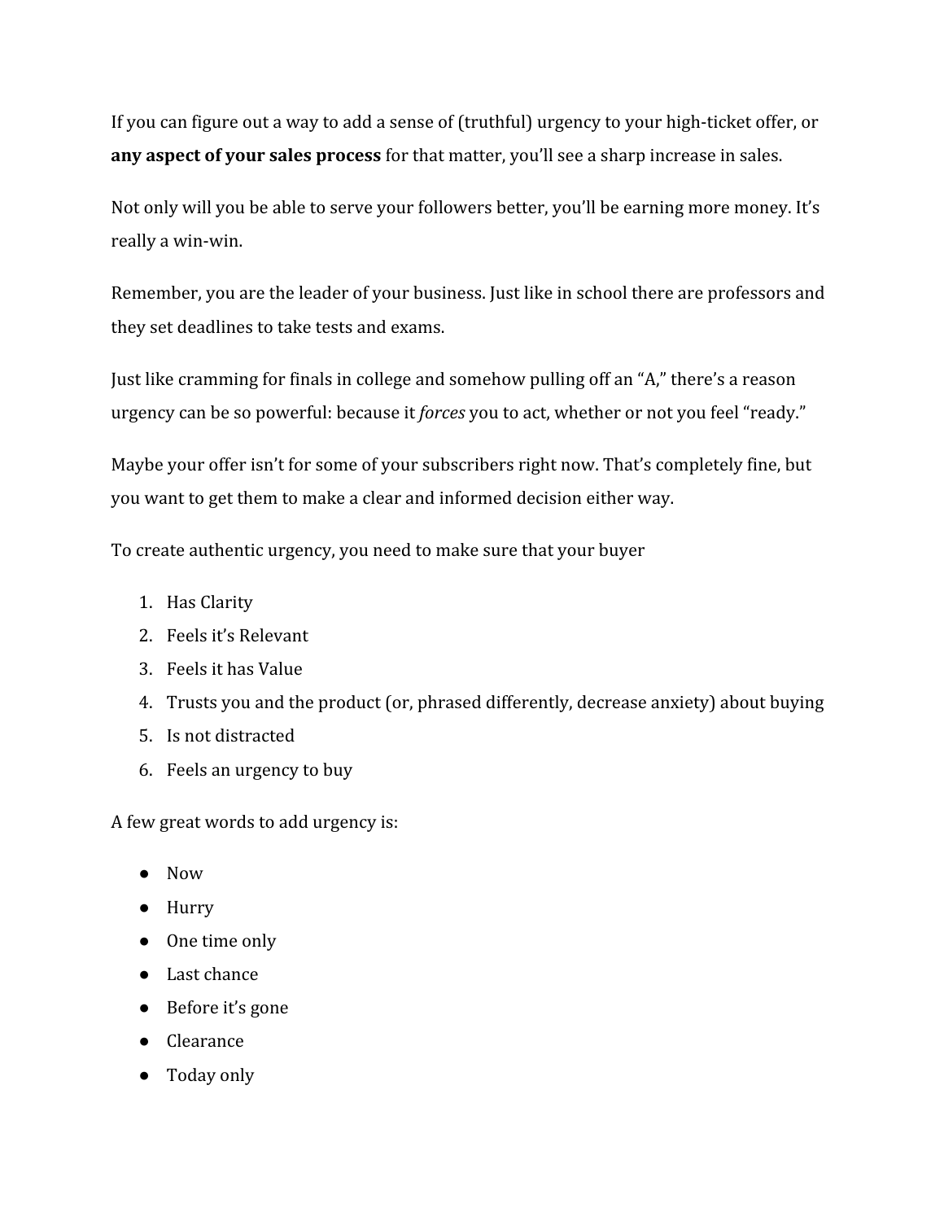If you can figure out a way to add a sense of (truthful) urgency to your high-ticket offer, or **any aspect of your sales process** for that matter, you'll see a sharp increase in sales.

Not only will you be able to serve your followers better, you'll be earning more money. It's really a win-win.

Remember, you are the leader of your business. Just like in school there are professors and they set deadlines to take tests and exams.

Just like cramming for finals in college and somehow pulling off an "A," there's a reason urgency can be so powerful: because it *forces* you to act, whether or not you feel "ready."

Maybe your offer isn't for some of your subscribers right now. That's completely fine, but you want to get them to make a clear and informed decision either way.

To create authentic urgency, you need to make sure that your buyer

1. Has Clarity
2. Feels it's Relevant
3. Feels it has Value
4. Trusts you and the product (or, phrased differently, decrease anxiety) about buying
5. Is not distracted
6. Feels an urgency to buy

A few great words to add urgency is:

- Now
- Hurry
- One time only
- Last chance
- Before it's gone
- Clearance
- Today only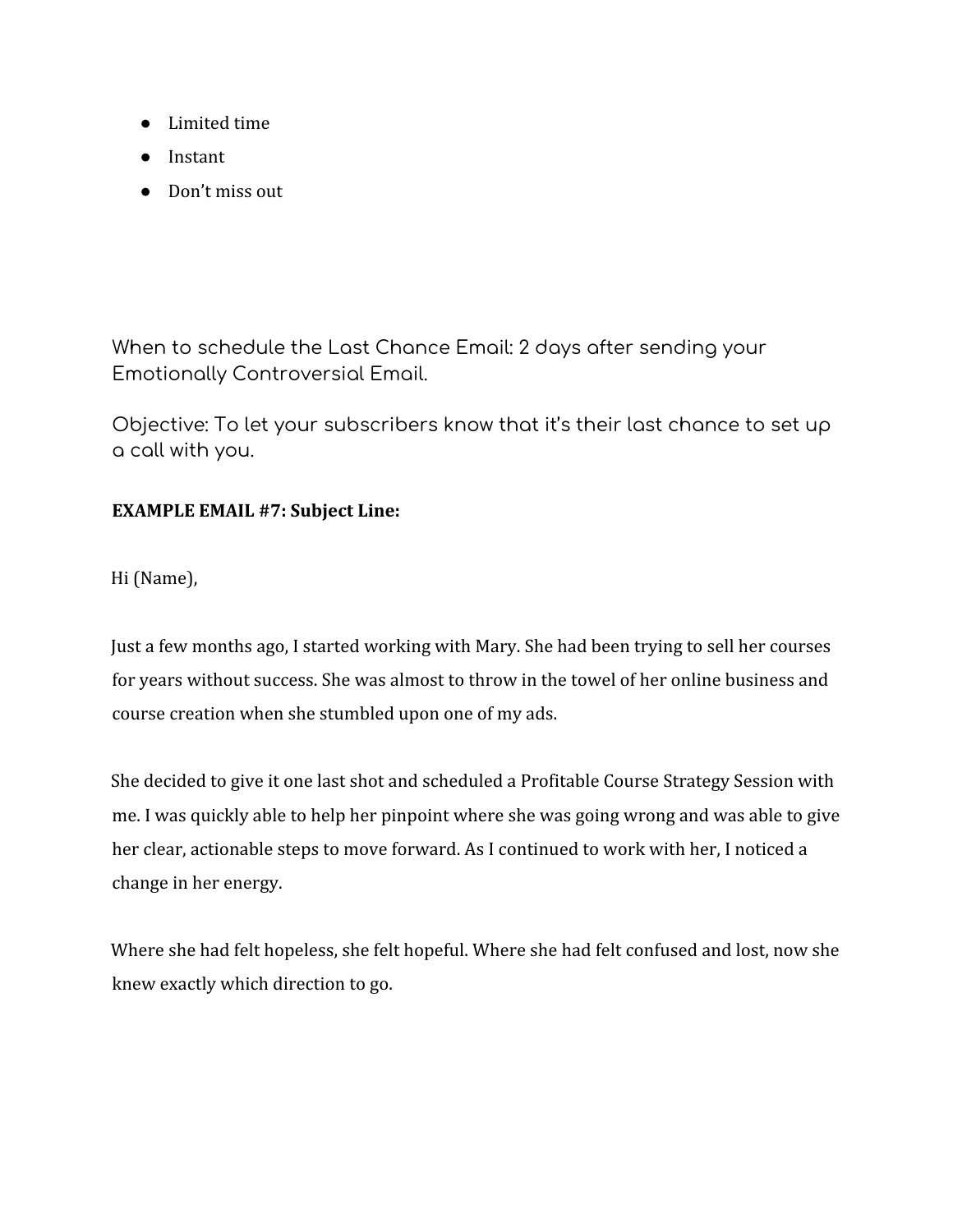- Limited time
- Instant
- Don't miss out

When to schedule the Last Chance Email: 2 days after sending your Emotionally Controversial Email.

Objective: To let your subscribers know that it's their last chance to set up a call with you.

**EXAMPLE EMAIL #7: Subject Line:**

Hi (Name),

Just a few months ago, I started working with Mary. She had been trying to sell her courses for years without success. She was almost to throw in the towel of her online business and course creation when she stumbled upon one of my ads.

She decided to give it one last shot and scheduled a Profitable Course Strategy Session with me. I was quickly able to help her pinpoint where she was going wrong and was able to give her clear, actionable steps to move forward. As I continued to work with her, I noticed a change in her energy.

Where she had felt hopeless, she felt hopeful. Where she had felt confused and lost, now she knew exactly which direction to go.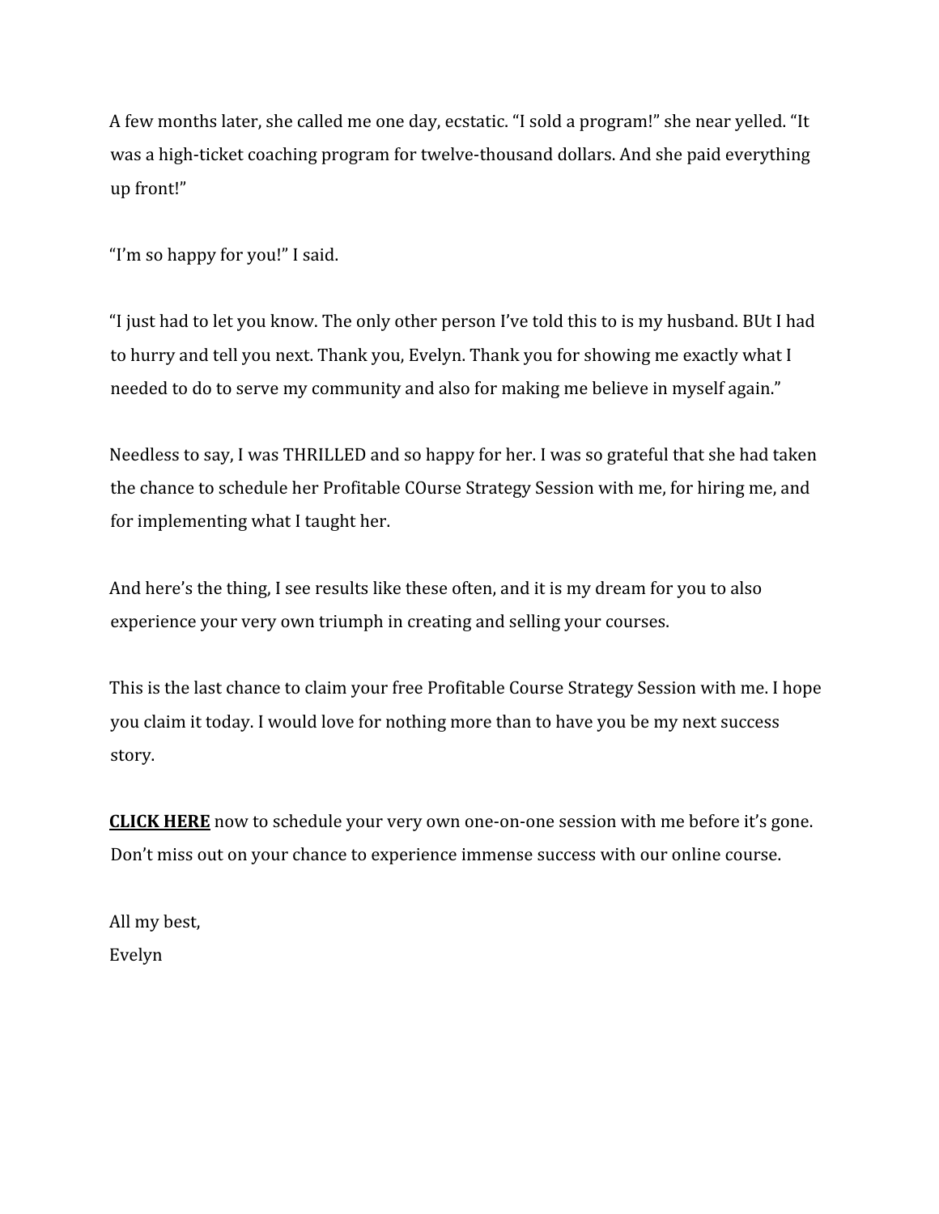A few months later, she called me one day, ecstatic. “I sold a program!” she near yelled. “It was a high-ticket coaching program for twelve-thousand dollars. And she paid everything up front!”

“I’m so happy for you!” I said.

“I just had to let you know. The only other person I’ve told this to is my husband. BUt I had to hurry and tell you next. Thank you, Evelyn. Thank you for showing me exactly what I needed to do to serve my community and also for making me believe in myself again.”

Needless to say, I was THRILLED and so happy for her. I was so grateful that she had taken the chance to schedule her Profitable COurse Strategy Session with me, for hiring me, and for implementing what I taught her.

And here’s the thing, I see results like these often, and it is my dream for you to also experience your very own triumph in creating and selling your courses.

This is the last chance to claim your free Profitable Course Strategy Session with me. I hope you claim it today. I would love for nothing more than to have you be my next success story.

**CLICK HERE** now to schedule your very own one-on-one session with me before it’s gone. Don’t miss out on your chance to experience immense success with our online course.

All my best,
Evelyn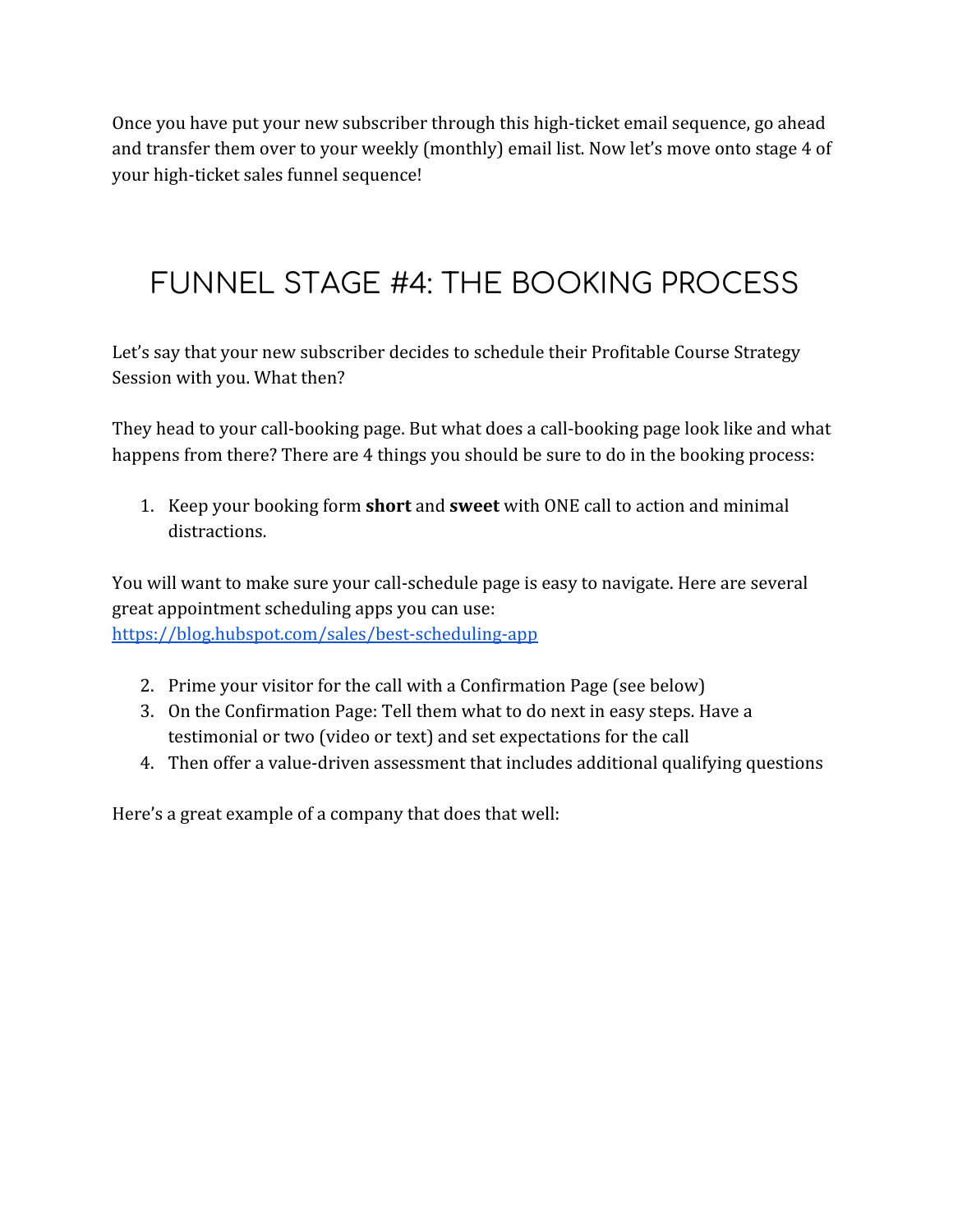Once you have put your new subscriber through this high-ticket email sequence, go ahead and transfer them over to your weekly (monthly) email list. Now let's move onto stage 4 of your high-ticket sales funnel sequence!

# FUNNEL STAGE #4: THE BOOKING PROCESS

Let's say that your new subscriber decides to schedule their Profitable Course Strategy Session with you. What then?

They head to your call-booking page. But what does a call-booking page look like and what happens from there? There are 4 things you should be sure to do in the booking process:

1. Keep your booking form **short** and **sweet** with ONE call to action and minimal distractions.

You will want to make sure your call-schedule page is easy to navigate. Here are several great appointment scheduling apps you can use: [https://blog.hubspot.com/sales/best-scheduling-app](https://blog.hubspot.com/sales/best-scheduling-app)

2. Prime your visitor for the call with a Confirmation Page (see below)
3. On the Confirmation Page: Tell them what to do next in easy steps. Have a testimonial or two (video or text) and set expectations for the call
4. Then offer a value-driven assessment that includes additional qualifying questions

Here's a great example of a company that does that well: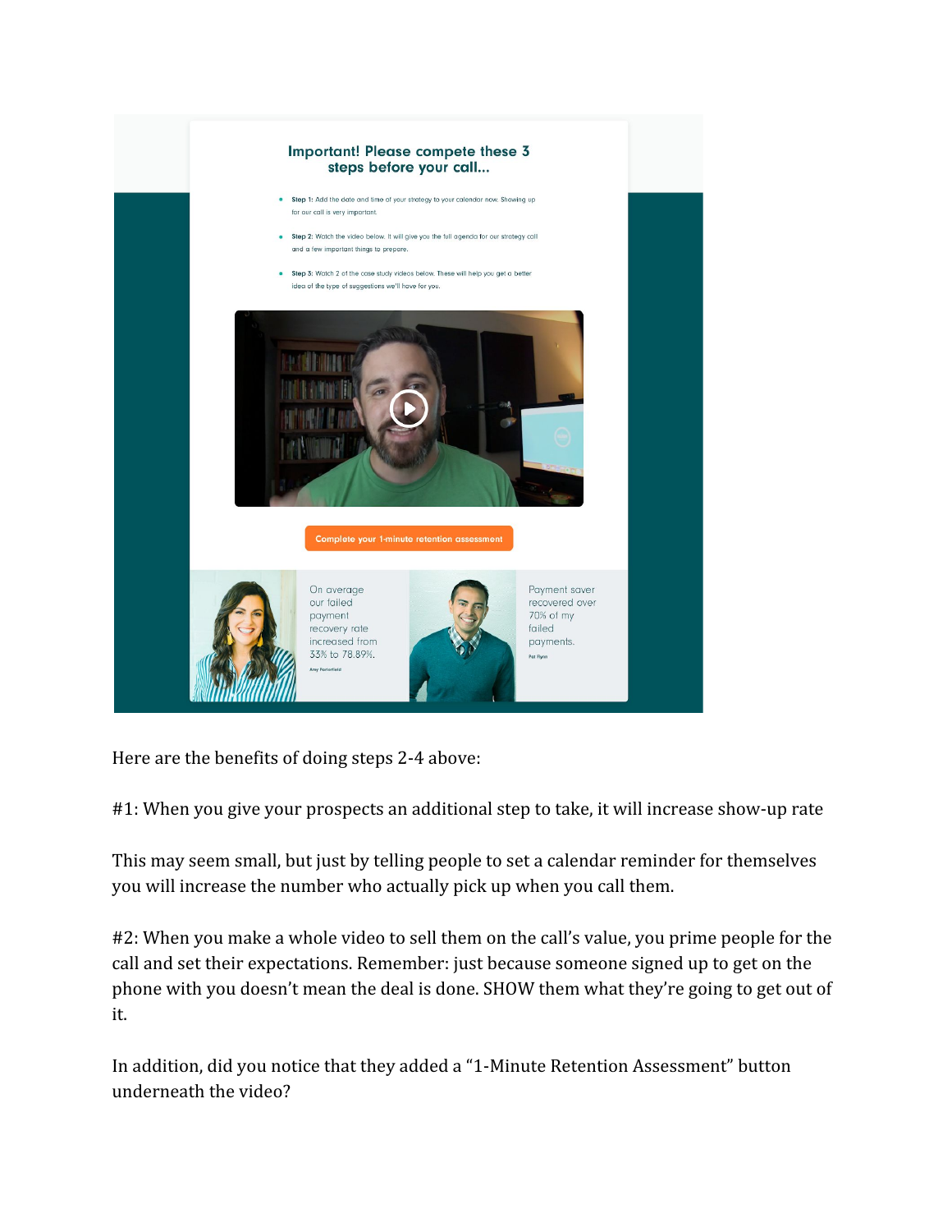Important! Please compete these 3 steps before your call...

- **Step 1:** Add the date and time of your strategy to your calendar now. Showing up for our call is very important.
- **Step 2:** Watch the video below. It will give you the full agenda for our strategy call and a few important things to prepare.
- **Step 3:** Watch 2 of the case study videos below. These will help you get a better idea of the type of suggestions we'll have for you.

Complete your 1-minute retention assessment

On average our failed payment recovery rate increased from 33% to 78.89%.

Amy Porterfield

Payment saver recovered over 70% of my failed payments.

Pat Flynn

Here are the benefits of doing steps 2-4 above:

#1: When you give your prospects an additional step to take, it will increase show-up rate

This may seem small, but just by telling people to set a calendar reminder for themselves you will increase the number who actually pick up when you call them.

#2: When you make a whole video to sell them on the call's value, you prime people for the call and set their expectations. Remember: just because someone signed up to get on the phone with you doesn't mean the deal is done. SHOW them what they're going to get out of it.

In addition, did you notice that they added a "1-Minute Retention Assessment" button underneath the video?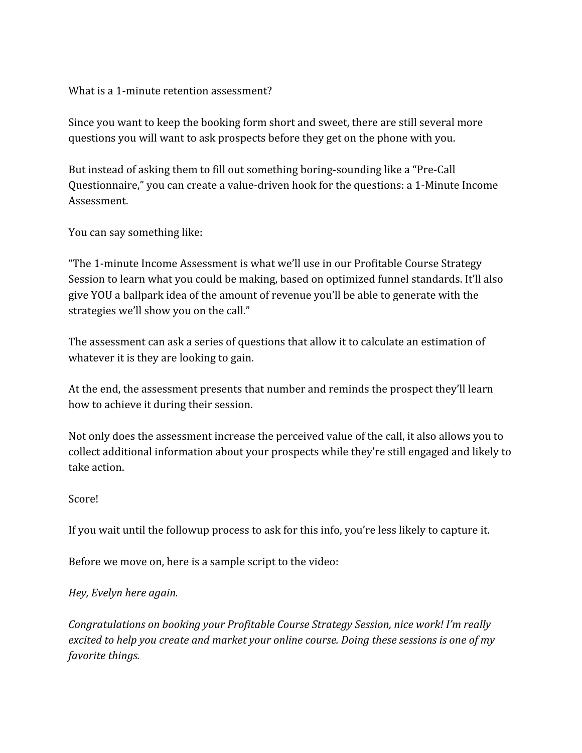What is a 1-minute retention assessment?

Since you want to keep the booking form short and sweet, there are still several more questions you will want to ask prospects before they get on the phone with you.

But instead of asking them to fill out something boring-sounding like a "Pre-Call Questionnaire," you can create a value-driven hook for the questions: a 1-Minute Income Assessment.

You can say something like:

"The 1-minute Income Assessment is what we'll use in our Profitable Course Strategy Session to learn what you could be making, based on optimized funnel standards. It'll also give YOU a ballpark idea of the amount of revenue you'll be able to generate with the strategies we'll show you on the call."

The assessment can ask a series of questions that allow it to calculate an estimation of whatever it is they are looking to gain.

At the end, the assessment presents that number and reminds the prospect they'll learn how to achieve it during their session.

Not only does the assessment increase the perceived value of the call, it also allows you to collect additional information about your prospects while they're still engaged and likely to take action.

Score!

If you wait until the followup process to ask for this info, you're less likely to capture it.

Before we move on, here is a sample script to the video:

*Hey, Evelyn here again.*

*Congratulations on booking your Profitable Course Strategy Session, nice work! I'm really excited to help you create and market your online course. Doing these sessions is one of my favorite things.*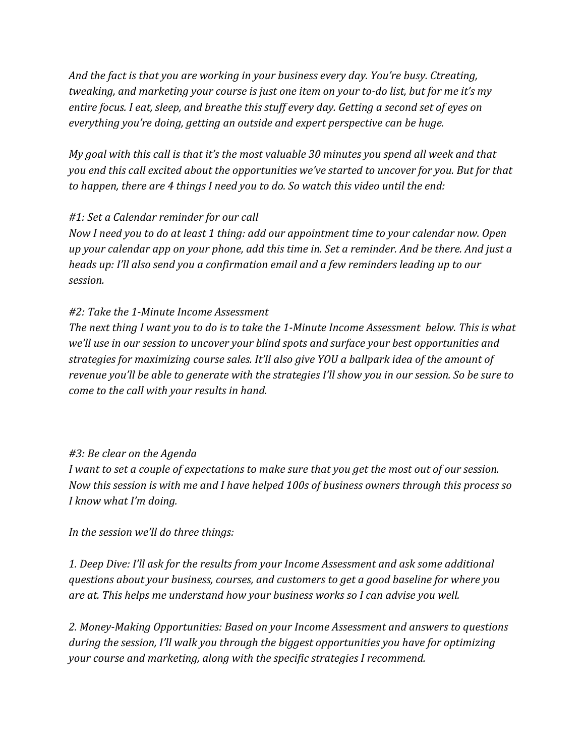*And the fact is that you are working in your business every day. You're busy. Ctreating, tweaking, and marketing your course is just one item on your to-do list, but for me it's my entire focus. I eat, sleep, and breathe this stuff every day. Getting a second set of eyes on everything you're doing, getting an outside and expert perspective can be huge.*

*My goal with this call is that it's the most valuable 30 minutes you spend all week and that you end this call excited about the opportunities we've started to uncover for you. But for that to happen, there are 4 things I need you to do. So watch this video until the end:*

*#1: Set a Calendar reminder for our call*
*Now I need you to do at least 1 thing: add our appointment time to your calendar now. Open up your calendar app on your phone, add this time in. Set a reminder. And be there. And just a heads up: I'll also send you a confirmation email and a few reminders leading up to our session.*

*#2: Take the 1-Minute Income Assessment*
*The next thing I want you to do is to take the 1-Minute Income Assessment below. This is what we'll use in our session to uncover your blind spots and surface your best opportunities and strategies for maximizing course sales. It'll also give YOU a ballpark idea of the amount of revenue you'll be able to generate with the strategies I'll show you in our session. So be sure to come to the call with your results in hand.*

*#3: Be clear on the Agenda*
*I want to set a couple of expectations to make sure that you get the most out of our session. Now this session is with me and I have helped 100s of business owners through this process so I know what I'm doing.*

*In the session we'll do three things:*

*1. Deep Dive: I'll ask for the results from your Income Assessment and ask some additional questions about your business, courses, and customers to get a good baseline for where you are at. This helps me understand how your business works so I can advise you well.*

*2. Money-Making Opportunities: Based on your Income Assessment and answers to questions during the session, I'll walk you through the biggest opportunities you have for optimizing your course and marketing, along with the specific strategies I recommend.*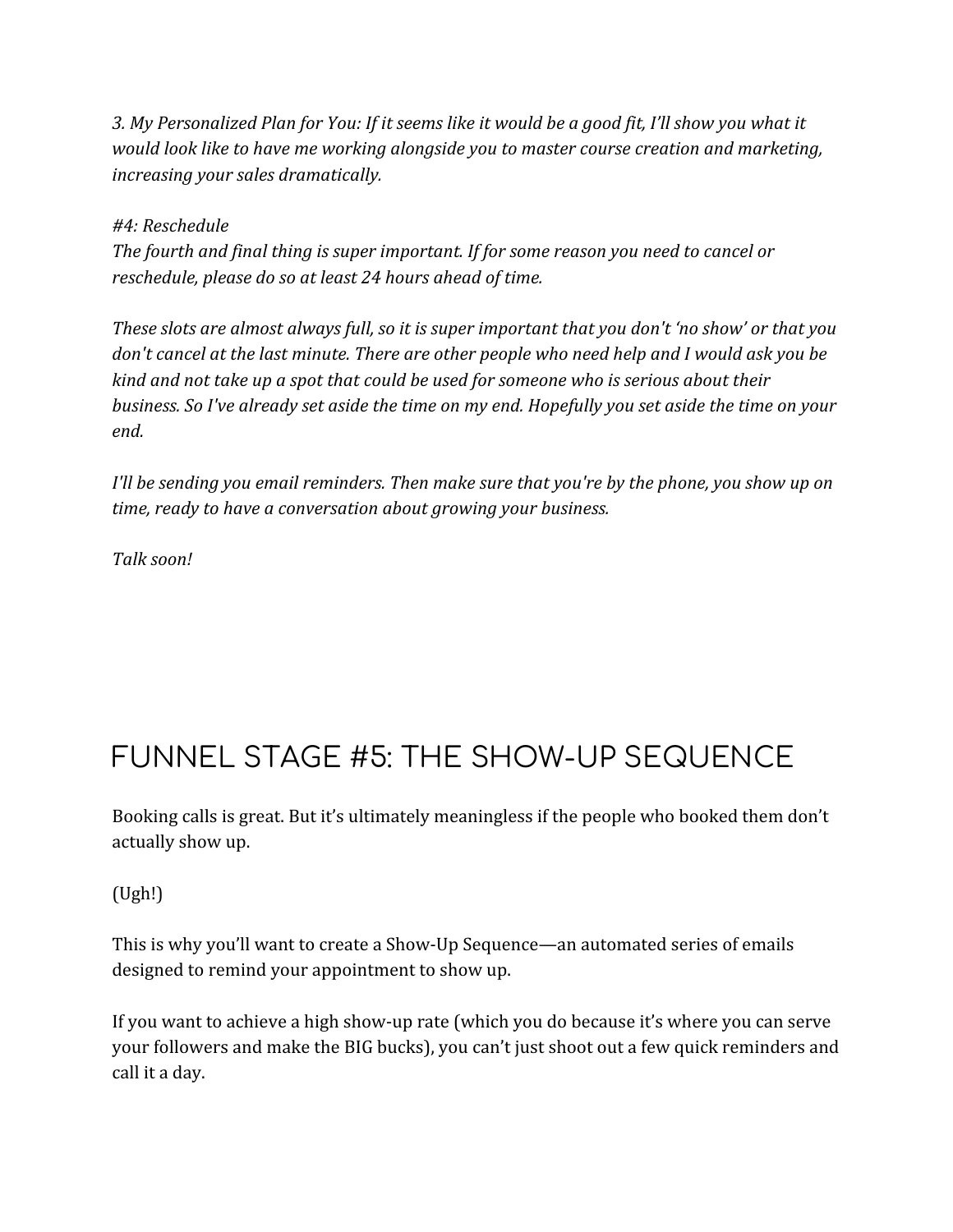*3. My Personalized Plan for You: If it seems like it would be a good fit, I'll show you what it would look like to have me working alongside you to master course creation and marketing, increasing your sales dramatically.*

*#4: Reschedule*
*The fourth and final thing is super important. If for some reason you need to cancel or reschedule, please do so at least 24 hours ahead of time.*

*These slots are almost always full, so it is super important that you don't 'no show' or that you don't cancel at the last minute. There are other people who need help and I would ask you be kind and not take up a spot that could be used for someone who is serious about their business. So I've already set aside the time on my end. Hopefully you set aside the time on your end.*

*I'll be sending you email reminders. Then make sure that you're by the phone, you show up on time, ready to have a conversation about growing your business.*

*Talk soon!*

## FUNNEL STAGE #5: THE SHOW-UP SEQUENCE

Booking calls is great. But it's ultimately meaningless if the people who booked them don't actually show up.

(Ugh!)

This is why you'll want to create a Show-Up Sequence—an automated series of emails designed to remind your appointment to show up.

If you want to achieve a high show-up rate (which you do because it's where you can serve your followers and make the BIG bucks), you can't just shoot out a few quick reminders and call it a day.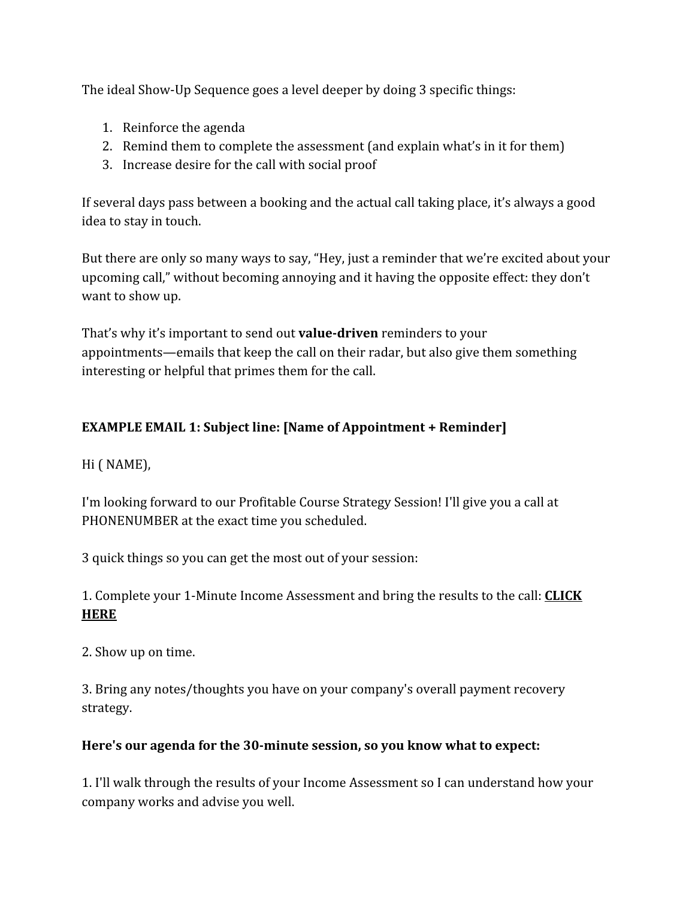The ideal Show-Up Sequence goes a level deeper by doing 3 specific things:

1. Reinforce the agenda
2. Remind them to complete the assessment (and explain what's in it for them)
3. Increase desire for the call with social proof

If several days pass between a booking and the actual call taking place, it's always a good idea to stay in touch.

But there are only so many ways to say, "Hey, just a reminder that we're excited about your upcoming call," without becoming annoying and it having the opposite effect: they don't want to show up.

That's why it's important to send out **value-driven** reminders to your appointments—emails that keep the call on their radar, but also give them something interesting or helpful that primes them for the call.

**EXAMPLE EMAIL 1: Subject line: [Name of Appointment + Reminder]**

Hi ( NAME),

I'm looking forward to our Profitable Course Strategy Session! I'll give you a call at PHONENUMBER at the exact time you scheduled.

3 quick things so you can get the most out of your session:

1. Complete your 1-Minute Income Assessment and bring the results to the call: **CLICK HERE**

2. Show up on time.

3. Bring any notes/thoughts you have on your company's overall payment recovery strategy.

**Here's our agenda for the 30-minute session, so you know what to expect:**

1. I'll walk through the results of your Income Assessment so I can understand how your company works and advise you well.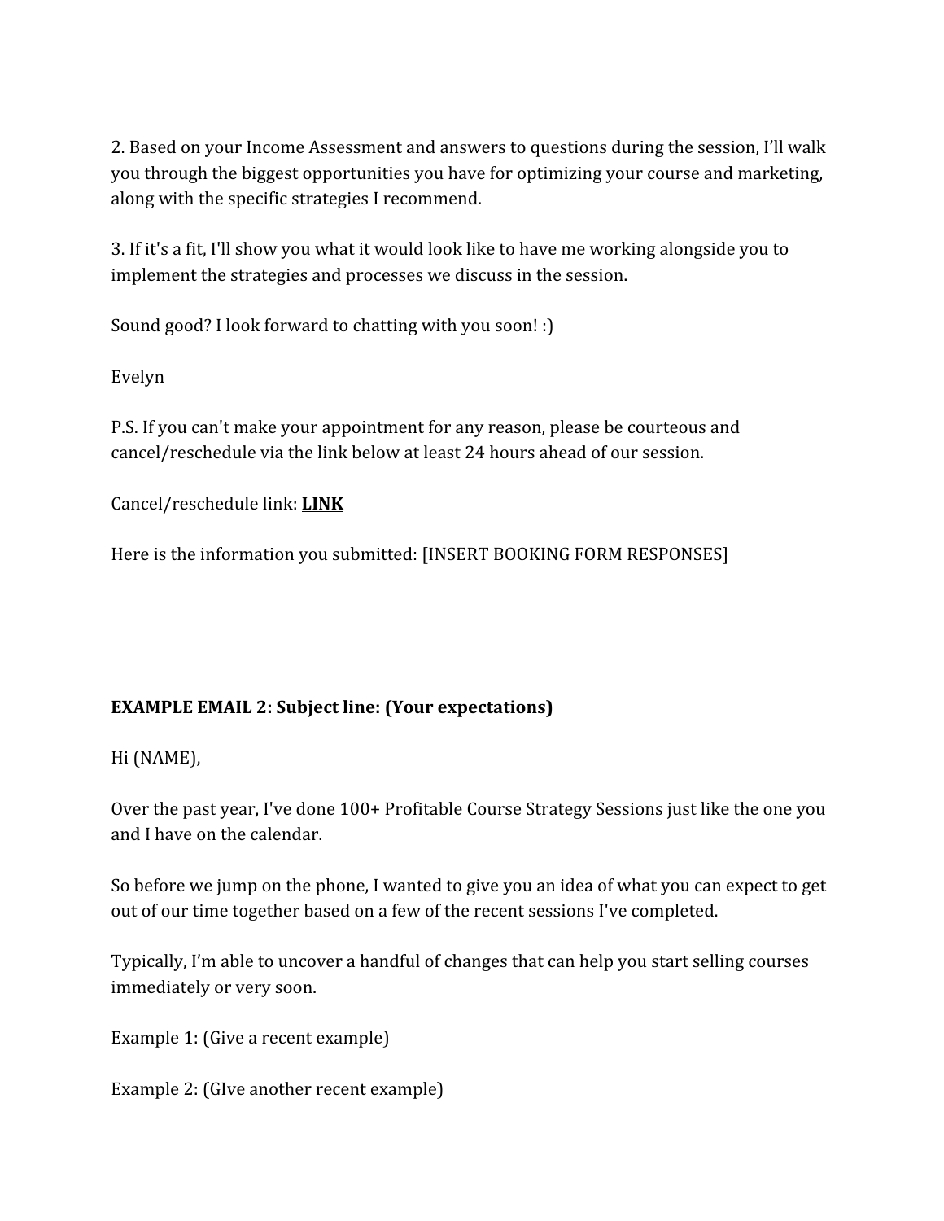2. Based on your Income Assessment and answers to questions during the session, I'll walk you through the biggest opportunities you have for optimizing your course and marketing, along with the specific strategies I recommend.

3. If it's a fit, I'll show you what it would look like to have me working alongside you to implement the strategies and processes we discuss in the session.

Sound good? I look forward to chatting with you soon! :)

Evelyn

P.S. If you can't make your appointment for any reason, please be courteous and cancel/reschedule via the link below at least 24 hours ahead of our session.

Cancel/reschedule link: **LINK**

Here is the information you submitted: [INSERT BOOKING FORM RESPONSES]

**EXAMPLE EMAIL 2: Subject line: (Your expectations)**

Hi (NAME),

Over the past year, I've done 100+ Profitable Course Strategy Sessions just like the one you and I have on the calendar.

So before we jump on the phone, I wanted to give you an idea of what you can expect to get out of our time together based on a few of the recent sessions I've completed.

Typically, I'm able to uncover a handful of changes that can help you start selling courses immediately or very soon.

Example 1: (Give a recent example)

Example 2: (GIve another recent example)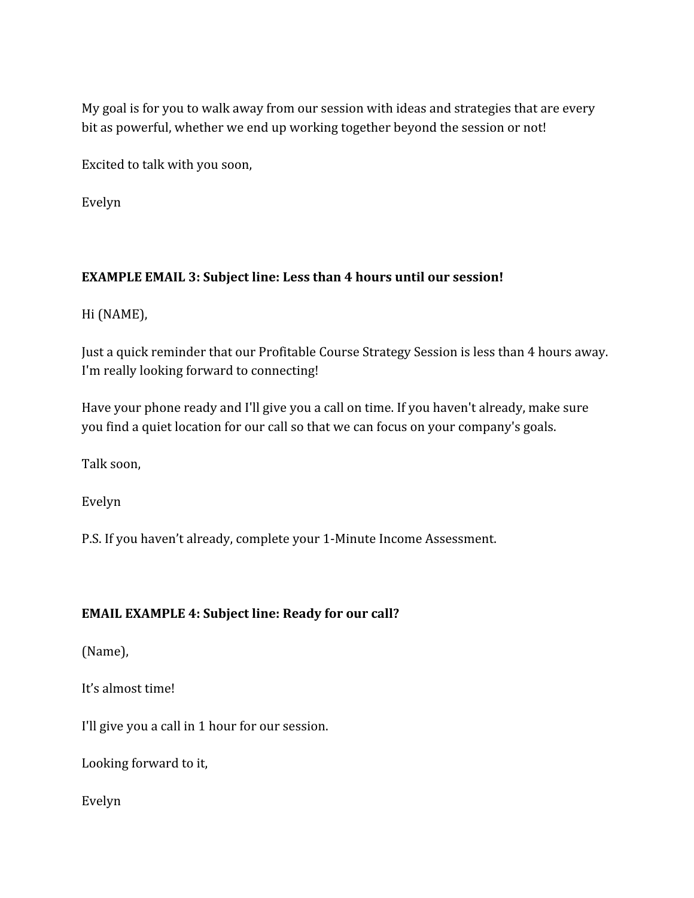My goal is for you to walk away from our session with ideas and strategies that are every bit as powerful, whether we end up working together beyond the session or not!

Excited to talk with you soon,

Evelyn

**EXAMPLE EMAIL 3: Subject line: Less than 4 hours until our session!**

Hi (NAME),

Just a quick reminder that our Profitable Course Strategy Session is less than 4 hours away. I'm really looking forward to connecting!

Have your phone ready and I'll give you a call on time. If you haven't already, make sure you find a quiet location for our call so that we can focus on your company's goals.

Talk soon,

Evelyn

P.S. If you haven't already, complete your 1-Minute Income Assessment.

**EMAIL EXAMPLE 4: Subject line: Ready for our call?**

(Name),

It's almost time!

I'll give you a call in 1 hour for our session.

Looking forward to it,

Evelyn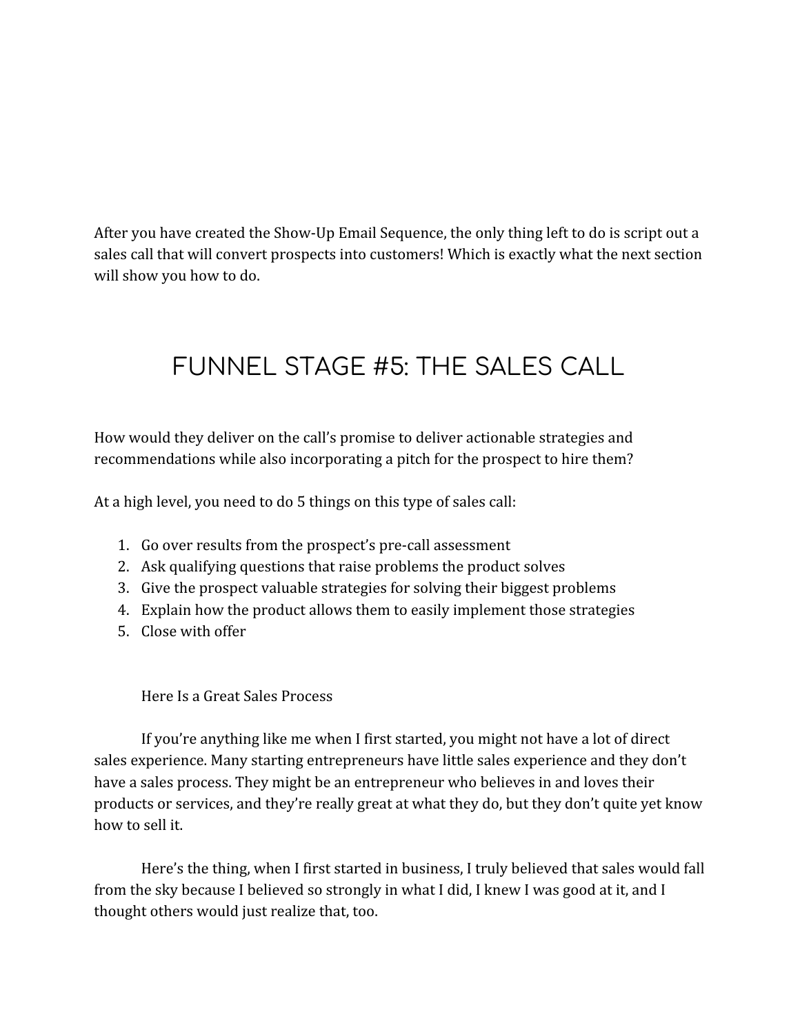After you have created the Show-Up Email Sequence, the only thing left to do is script out a sales call that will convert prospects into customers! Which is exactly what the next section will show you how to do.

# FUNNEL STAGE #5: THE SALES CALL

How would they deliver on the call's promise to deliver actionable strategies and recommendations while also incorporating a pitch for the prospect to hire them?

At a high level, you need to do 5 things on this type of sales call:

1. Go over results from the prospect's pre-call assessment
2. Ask qualifying questions that raise problems the product solves
3. Give the prospect valuable strategies for solving their biggest problems
4. Explain how the product allows them to easily implement those strategies
5. Close with offer

Here Is a Great Sales Process

If you're anything like me when I first started, you might not have a lot of direct sales experience. Many starting entrepreneurs have little sales experience and they don't have a sales process. They might be an entrepreneur who believes in and loves their products or services, and they're really great at what they do, but they don't quite yet know how to sell it.

Here's the thing, when I first started in business, I truly believed that sales would fall from the sky because I believed so strongly in what I did, I knew I was good at it, and I thought others would just realize that, too.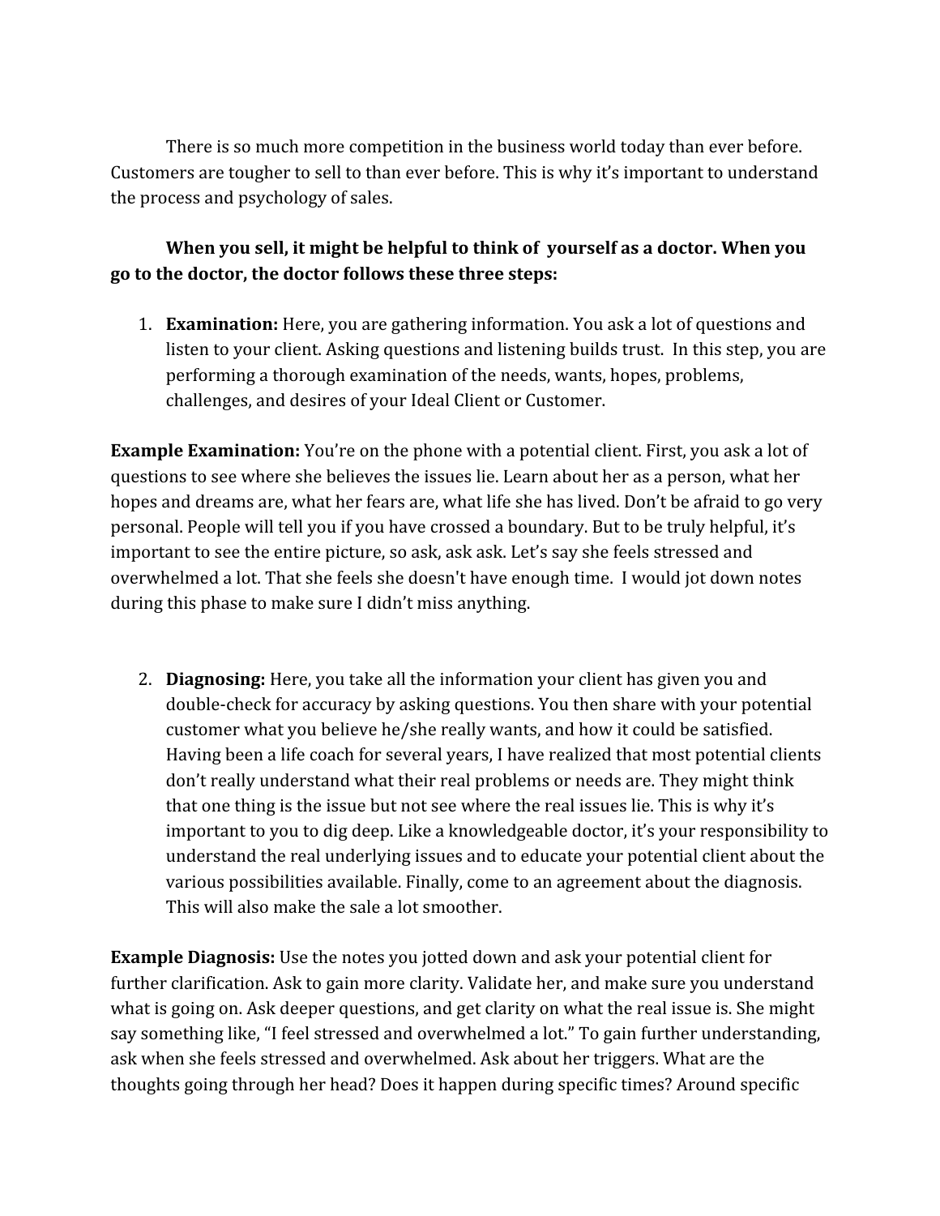There is so much more competition in the business world today than ever before. Customers are tougher to sell to than ever before. This is why it's important to understand the process and psychology of sales.

**When you sell, it might be helpful to think of yourself as a doctor. When you go to the doctor, the doctor follows these three steps:**

1. **Examination:** Here, you are gathering information. You ask a lot of questions and listen to your client. Asking questions and listening builds trust. In this step, you are performing a thorough examination of the needs, wants, hopes, problems, challenges, and desires of your Ideal Client or Customer.

**Example Examination:** You're on the phone with a potential client. First, you ask a lot of questions to see where she believes the issues lie. Learn about her as a person, what her hopes and dreams are, what her fears are, what life she has lived. Don't be afraid to go very personal. People will tell you if you have crossed a boundary. But to be truly helpful, it's important to see the entire picture, so ask, ask ask. Let's say she feels stressed and overwhelmed a lot. That she feels she doesn't have enough time. I would jot down notes during this phase to make sure I didn't miss anything.

2. **Diagnosing:** Here, you take all the information your client has given you and double-check for accuracy by asking questions. You then share with your potential customer what you believe he/she really wants, and how it could be satisfied. Having been a life coach for several years, I have realized that most potential clients don't really understand what their real problems or needs are. They might think that one thing is the issue but not see where the real issues lie. This is why it's important to you to dig deep. Like a knowledgeable doctor, it's your responsibility to understand the real underlying issues and to educate your potential client about the various possibilities available. Finally, come to an agreement about the diagnosis. This will also make the sale a lot smoother.

**Example Diagnosis:** Use the notes you jotted down and ask your potential client for further clarification. Ask to gain more clarity. Validate her, and make sure you understand what is going on. Ask deeper questions, and get clarity on what the real issue is. She might say something like, "I feel stressed and overwhelmed a lot." To gain further understanding, ask when she feels stressed and overwhelmed. Ask about her triggers. What are the thoughts going through her head? Does it happen during specific times? Around specific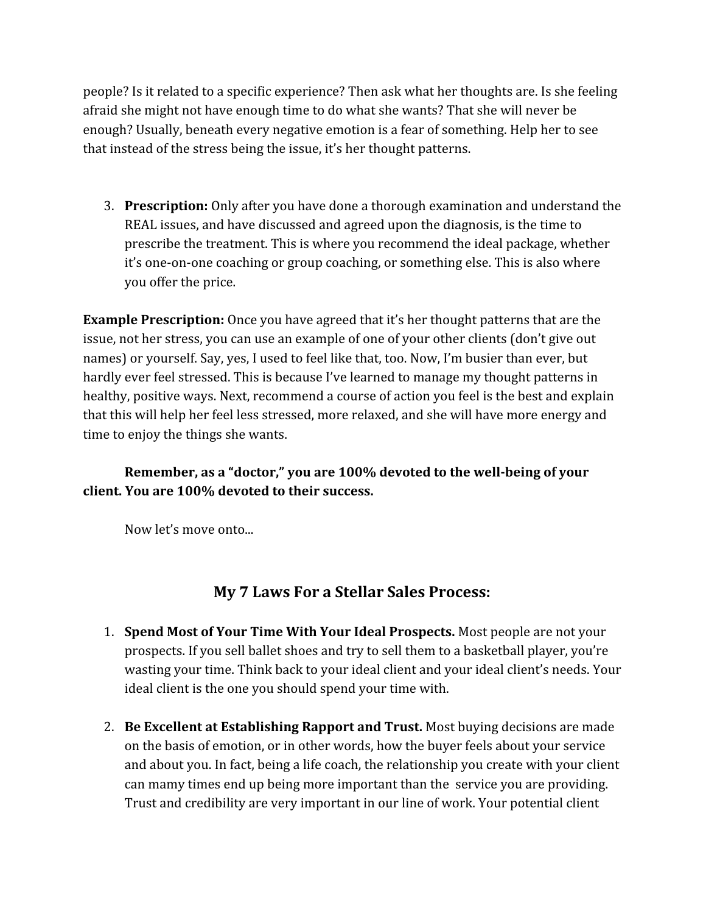people? Is it related to a specific experience? Then ask what her thoughts are. Is she feeling afraid she might not have enough time to do what she wants? That she will never be enough? Usually, beneath every negative emotion is a fear of something. Help her to see that instead of the stress being the issue, it's her thought patterns.

3. **Prescription:** Only after you have done a thorough examination and understand the REAL issues, and have discussed and agreed upon the diagnosis, is the time to prescribe the treatment. This is where you recommend the ideal package, whether it's one-on-one coaching or group coaching, or something else. This is also where you offer the price.

**Example Prescription:** Once you have agreed that it's her thought patterns that are the issue, not her stress, you can use an example of one of your other clients (don't give out names) or yourself. Say, yes, I used to feel like that, too. Now, I'm busier than ever, but hardly ever feel stressed. This is because I've learned to manage my thought patterns in healthy, positive ways. Next, recommend a course of action you feel is the best and explain that this will help her feel less stressed, more relaxed, and she will have more energy and time to enjoy the things she wants.

**Remember, as a "doctor," you are 100% devoted to the well-being of your client. You are 100% devoted to their success.**

Now let's move onto...

## My 7 Laws For a Stellar Sales Process:

1. **Spend Most of Your Time With Your Ideal Prospects.** Most people are not your prospects. If you sell ballet shoes and try to sell them to a basketball player, you're wasting your time. Think back to your ideal client and your ideal client's needs. Your ideal client is the one you should spend your time with.

2. **Be Excellent at Establishing Rapport and Trust.** Most buying decisions are made on the basis of emotion, or in other words, how the buyer feels about your service and about you. In fact, being a life coach, the relationship you create with your client can mamy times end up being more important than the service you are providing. Trust and credibility are very important in our line of work. Your potential client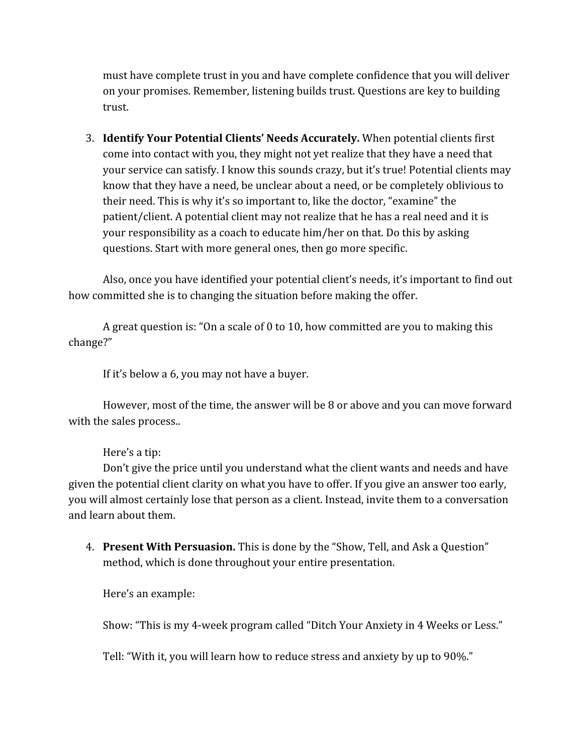must have complete trust in you and have complete confidence that you will deliver on your promises. Remember, listening builds trust. Questions are key to building trust.

3. **Identify Your Potential Clients' Needs Accurately.** When potential clients first come into contact with you, they might not yet realize that they have a need that your service can satisfy. I know this sounds crazy, but it's true! Potential clients may know that they have a need, be unclear about a need, or be completely oblivious to their need. This is why it's so important to, like the doctor, "examine" the patient/client. A potential client may not realize that he has a real need and it is your responsibility as a coach to educate him/her on that. Do this by asking questions. Start with more general ones, then go more specific.

Also, once you have identified your potential client's needs, it's important to find out how committed she is to changing the situation before making the offer.

A great question is: "On a scale of 0 to 10, how committed are you to making this change?"

If it's below a 6, you may not have a buyer.

However, most of the time, the answer will be 8 or above and you can move forward with the sales process..

Here's a tip:
Don't give the price until you understand what the client wants and needs and have given the potential client clarity on what you have to offer. If you give an answer too early, you will almost certainly lose that person as a client. Instead, invite them to a conversation and learn about them.

4. **Present With Persuasion.** This is done by the "Show, Tell, and Ask a Question" method, which is done throughout your entire presentation.

   Here's an example:

   Show: "This is my 4-week program called "Ditch Your Anxiety in 4 Weeks or Less."

   Tell: "With it, you will learn how to reduce stress and anxiety by up to 90%."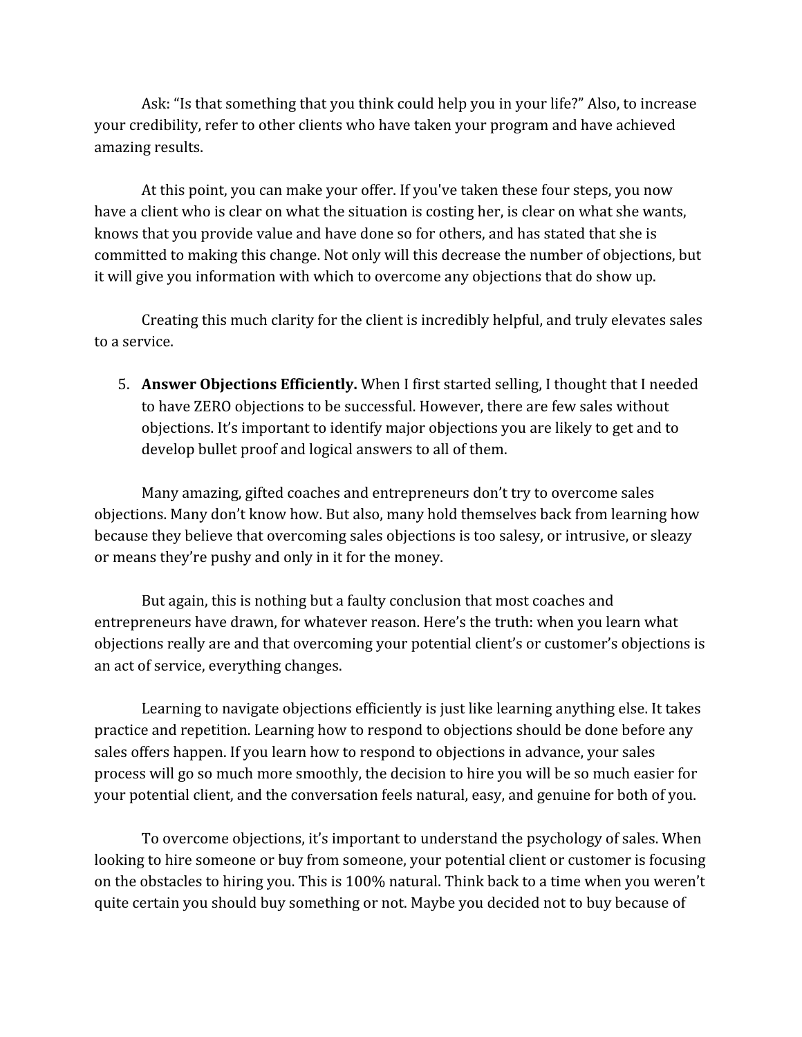Ask: "Is that something that you think could help you in your life?" Also, to increase your credibility, refer to other clients who have taken your program and have achieved amazing results.

At this point, you can make your offer. If you've taken these four steps, you now have a client who is clear on what the situation is costing her, is clear on what she wants, knows that you provide value and have done so for others, and has stated that she is committed to making this change. Not only will this decrease the number of objections, but it will give you information with which to overcome any objections that do show up.

Creating this much clarity for the client is incredibly helpful, and truly elevates sales to a service.

5. **Answer Objections Efficiently.** When I first started selling, I thought that I needed to have ZERO objections to be successful. However, there are few sales without objections. It's important to identify major objections you are likely to get and to develop bullet proof and logical answers to all of them.

Many amazing, gifted coaches and entrepreneurs don't try to overcome sales objections. Many don't know how. But also, many hold themselves back from learning how because they believe that overcoming sales objections is too salesy, or intrusive, or sleazy or means they're pushy and only in it for the money.

But again, this is nothing but a faulty conclusion that most coaches and entrepreneurs have drawn, for whatever reason. Here's the truth: when you learn what objections really are and that overcoming your potential client's or customer's objections is an act of service, everything changes.

Learning to navigate objections efficiently is just like learning anything else. It takes practice and repetition. Learning how to respond to objections should be done before any sales offers happen. If you learn how to respond to objections in advance, your sales process will go so much more smoothly, the decision to hire you will be so much easier for your potential client, and the conversation feels natural, easy, and genuine for both of you.

To overcome objections, it's important to understand the psychology of sales. When looking to hire someone or buy from someone, your potential client or customer is focusing on the obstacles to hiring you. This is 100% natural. Think back to a time when you weren't quite certain you should buy something or not. Maybe you decided not to buy because of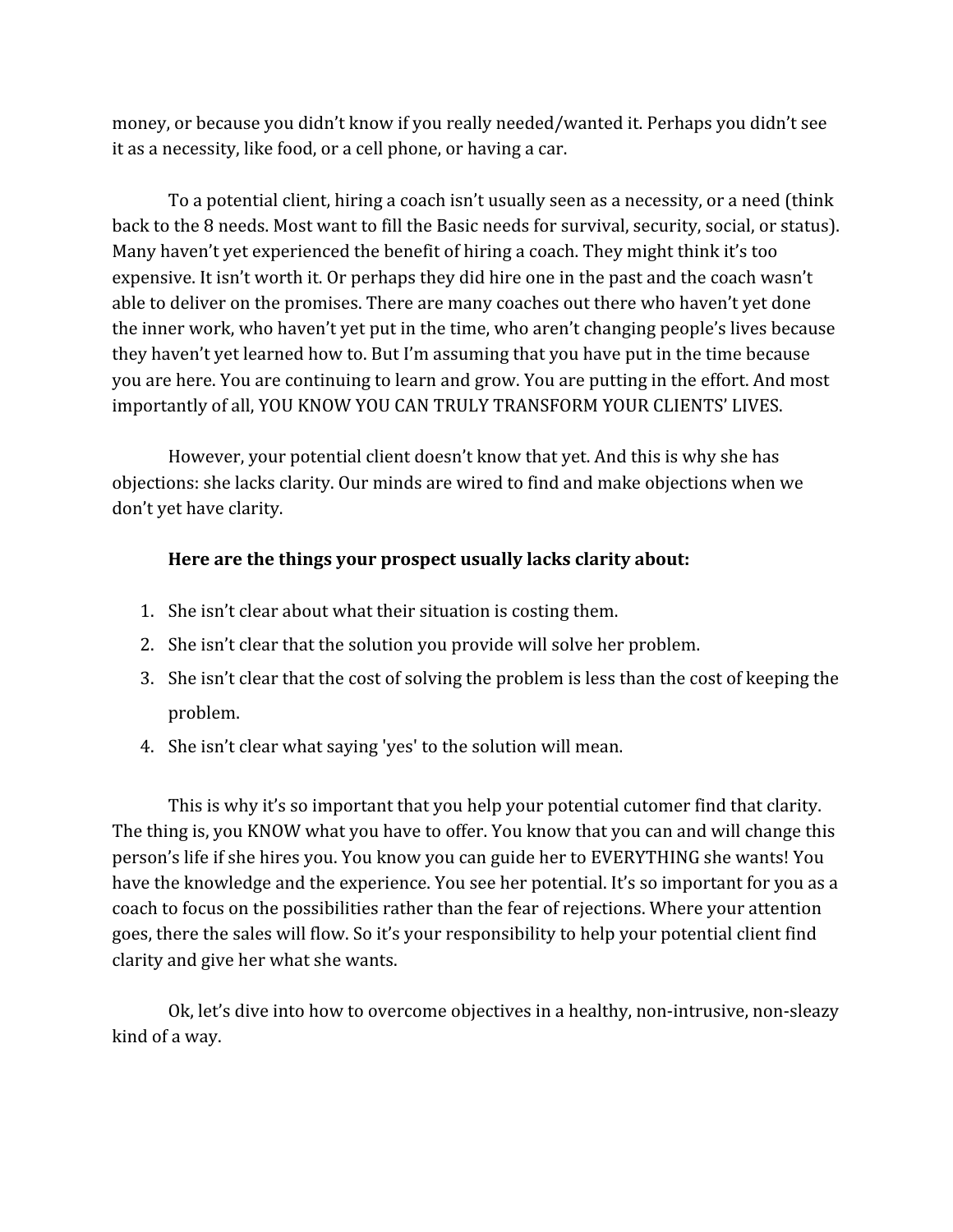money, or because you didn't know if you really needed/wanted it. Perhaps you didn't see it as a necessity, like food, or a cell phone, or having a car.

To a potential client, hiring a coach isn't usually seen as a necessity, or a need (think back to the 8 needs. Most want to fill the Basic needs for survival, security, social, or status). Many haven't yet experienced the benefit of hiring a coach. They might think it's too expensive. It isn't worth it. Or perhaps they did hire one in the past and the coach wasn't able to deliver on the promises. There are many coaches out there who haven't yet done the inner work, who haven't yet put in the time, who aren't changing people's lives because they haven't yet learned how to. But I'm assuming that you have put in the time because you are here. You are continuing to learn and grow. You are putting in the effort. And most importantly of all, YOU KNOW YOU CAN TRULY TRANSFORM YOUR CLIENTS' LIVES.

However, your potential client doesn't know that yet. And this is why she has objections: she lacks clarity. Our minds are wired to find and make objections when we don't yet have clarity.

**Here are the things your prospect usually lacks clarity about:**

1. She isn't clear about what their situation is costing them.
2. She isn't clear that the solution you provide will solve her problem.
3. She isn't clear that the cost of solving the problem is less than the cost of keeping the problem.
4. She isn't clear what saying 'yes' to the solution will mean.

This is why it's so important that you help your potential cutomer find that clarity. The thing is, you KNOW what you have to offer. You know that you can and will change this person's life if she hires you. You know you can guide her to EVERYTHING she wants! You have the knowledge and the experience. You see her potential. It's so important for you as a coach to focus on the possibilities rather than the fear of rejections. Where your attention goes, there the sales will flow. So it's your responsibility to help your potential client find clarity and give her what she wants.

Ok, let's dive into how to overcome objectives in a healthy, non-intrusive, non-sleazy kind of a way.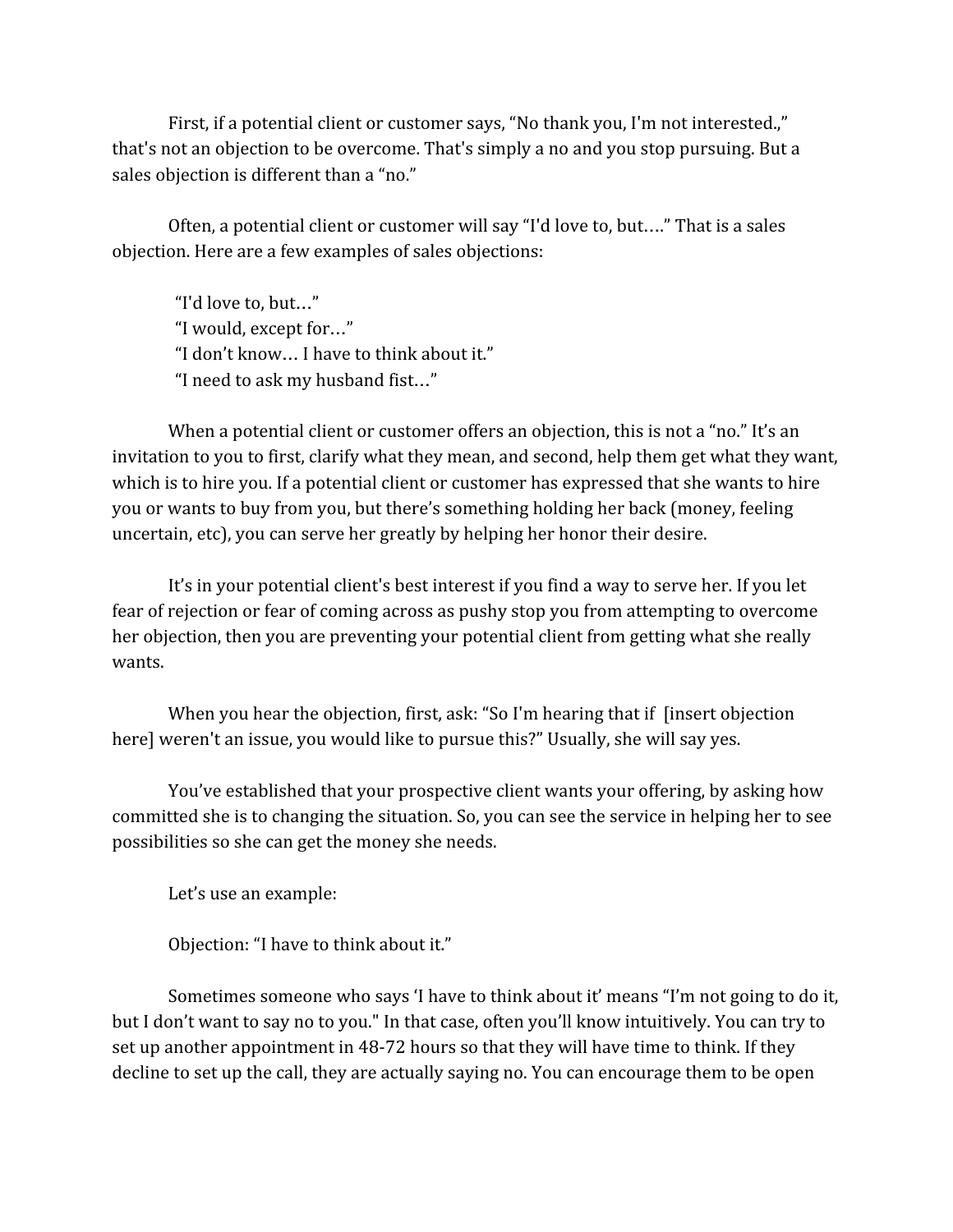First, if a potential client or customer says, "No thank you, I'm not interested.," that's not an objection to be overcome. That's simply a no and you stop pursuing. But a sales objection is different than a "no."

Often, a potential client or customer will say "I'd love to, but…." That is a sales objection. Here are a few examples of sales objections:

"I'd love to, but…"
"I would, except for…"
"I don't know… I have to think about it."
"I need to ask my husband fist…"

When a potential client or customer offers an objection, this is not a "no." It's an invitation to you to first, clarify what they mean, and second, help them get what they want, which is to hire you. If a potential client or customer has expressed that she wants to hire you or wants to buy from you, but there's something holding her back (money, feeling uncertain, etc), you can serve her greatly by helping her honor their desire.

It's in your potential client's best interest if you find a way to serve her. If you let fear of rejection or fear of coming across as pushy stop you from attempting to overcome her objection, then you are preventing your potential client from getting what she really wants.

When you hear the objection, first, ask: "So I'm hearing that if [insert objection here] weren't an issue, you would like to pursue this?" Usually, she will say yes.

You've established that your prospective client wants your offering, by asking how committed she is to changing the situation. So, you can see the service in helping her to see possibilities so she can get the money she needs.

Let's use an example:

Objection: "I have to think about it."

Sometimes someone who says 'I have to think about it' means "I'm not going to do it, but I don't want to say no to you." In that case, often you'll know intuitively. You can try to set up another appointment in 48-72 hours so that they will have time to think. If they decline to set up the call, they are actually saying no. You can encourage them to be open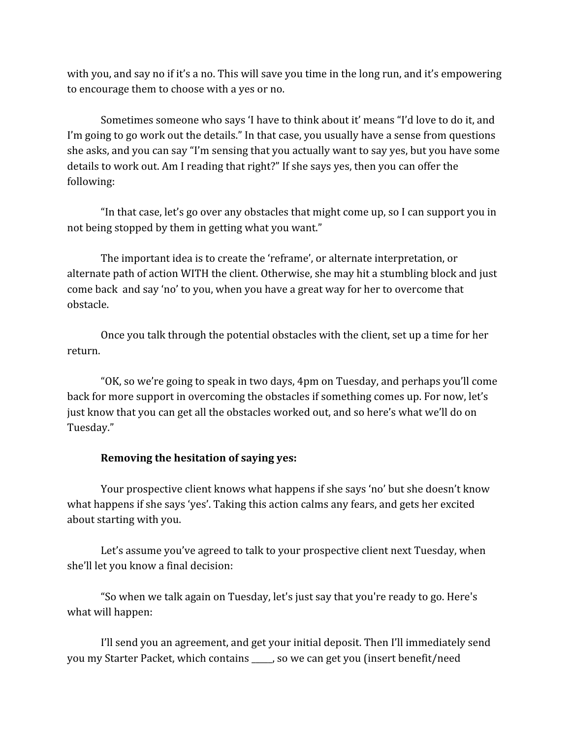with you, and say no if it's a no. This will save you time in the long run, and it's empowering to encourage them to choose with a yes or no.

Sometimes someone who says 'I have to think about it' means "I'd love to do it, and I'm going to go work out the details." In that case, you usually have a sense from questions she asks, and you can say "I'm sensing that you actually want to say yes, but you have some details to work out. Am I reading that right?" If she says yes, then you can offer the following:

"In that case, let's go over any obstacles that might come up, so I can support you in not being stopped by them in getting what you want."

The important idea is to create the 'reframe', or alternate interpretation, or alternate path of action WITH the client. Otherwise, she may hit a stumbling block and just come back and say 'no' to you, when you have a great way for her to overcome that obstacle.

Once you talk through the potential obstacles with the client, set up a time for her return.

"OK, so we're going to speak in two days, 4pm on Tuesday, and perhaps you'll come back for more support in overcoming the obstacles if something comes up. For now, let's just know that you can get all the obstacles worked out, and so here's what we'll do on Tuesday."

**Removing the hesitation of saying yes:**

Your prospective client knows what happens if she says 'no' but she doesn't know what happens if she says 'yes'. Taking this action calms any fears, and gets her excited about starting with you.

Let's assume you've agreed to talk to your prospective client next Tuesday, when she'll let you know a final decision:

"So when we talk again on Tuesday, let's just say that you're ready to go. Here's what will happen:

I'll send you an agreement, and get your initial deposit. Then I'll immediately send you my Starter Packet, which contains _____, so we can get you (insert benefit/need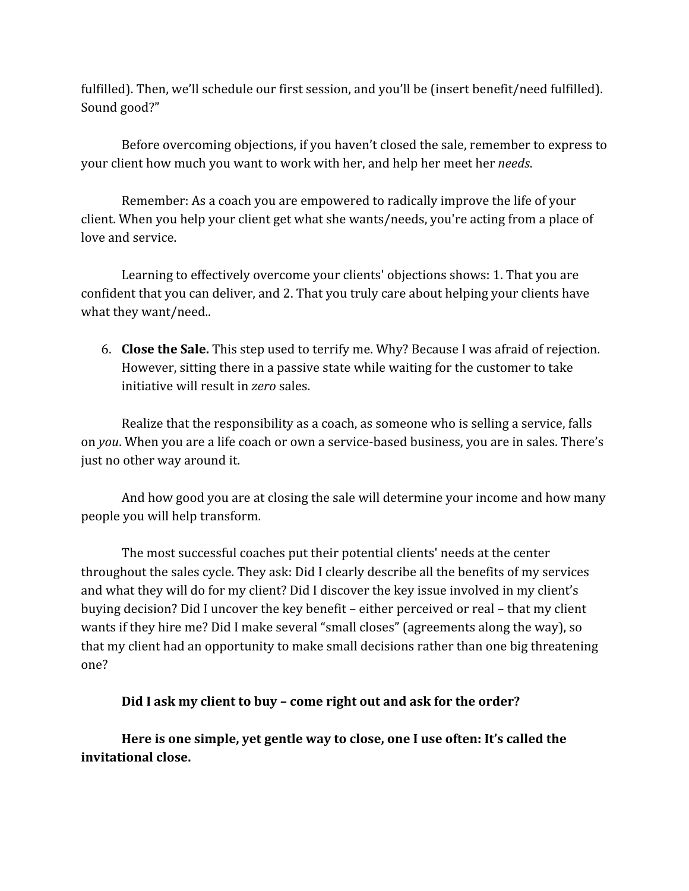fulfilled). Then, we'll schedule our first session, and you'll be (insert benefit/need fulfilled). Sound good?"

Before overcoming objections, if you haven't closed the sale, remember to express to your client how much you want to work with her, and help her meet her *needs*.

Remember: As a coach you are empowered to radically improve the life of your client. When you help your client get what she wants/needs, you're acting from a place of love and service.

Learning to effectively overcome your clients' objections shows: 1. That you are confident that you can deliver, and 2. That you truly care about helping your clients have what they want/need..

6. **Close the Sale.** This step used to terrify me. Why? Because I was afraid of rejection. However, sitting there in a passive state while waiting for the customer to take initiative will result in *zero* sales.

Realize that the responsibility as a coach, as someone who is selling a service, falls on *you*. When you are a life coach or own a service-based business, you are in sales. There's just no other way around it.

And how good you are at closing the sale will determine your income and how many people you will help transform.

The most successful coaches put their potential clients' needs at the center throughout the sales cycle. They ask: Did I clearly describe all the benefits of my services and what they will do for my client? Did I discover the key issue involved in my client's buying decision? Did I uncover the key benefit – either perceived or real – that my client wants if they hire me? Did I make several "small closes" (agreements along the way), so that my client had an opportunity to make small decisions rather than one big threatening one?

**Did I ask my client to buy – come right out and ask for the order?**

**Here is one simple, yet gentle way to close, one I use often: It's called the invitational close.**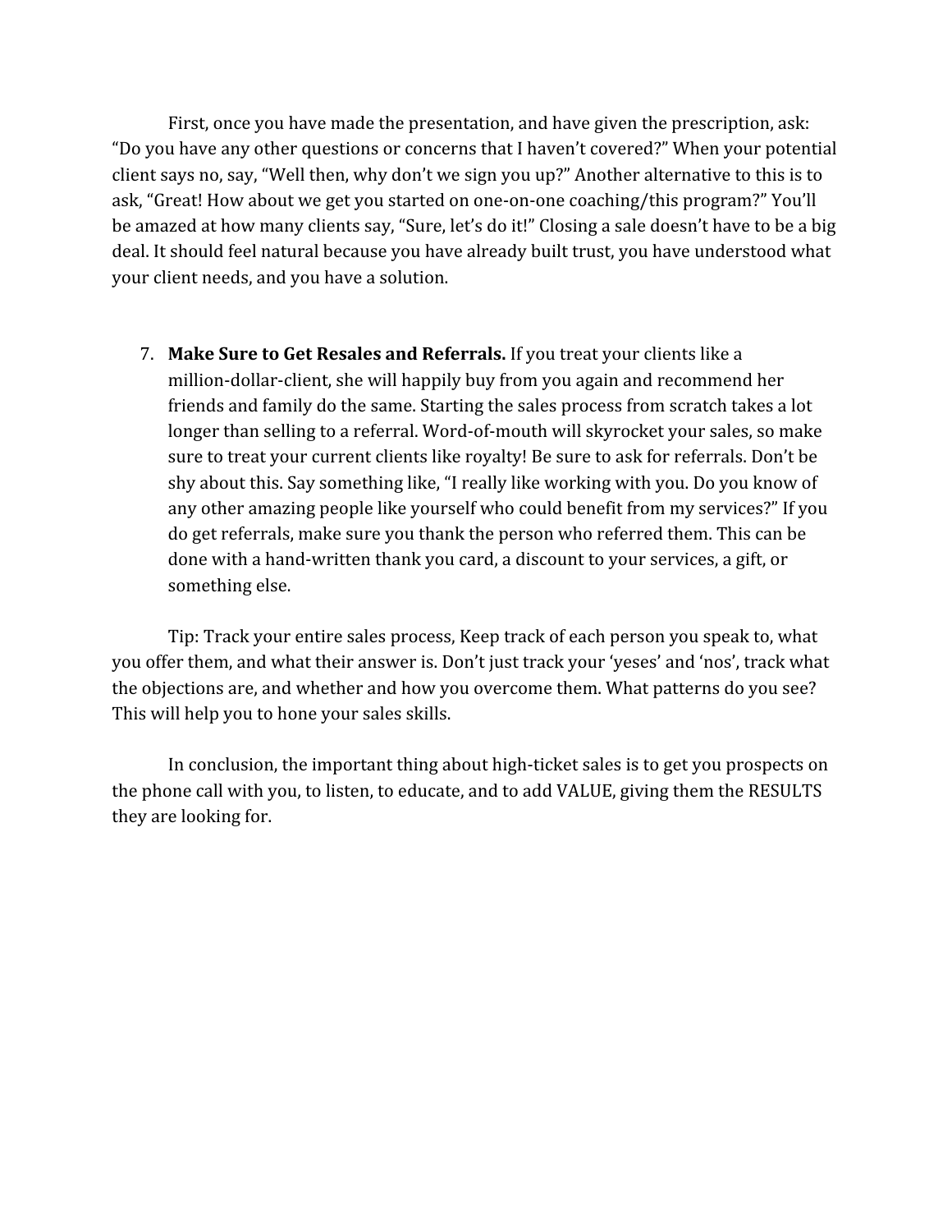First, once you have made the presentation, and have given the prescription, ask: "Do you have any other questions or concerns that I haven't covered?" When your potential client says no, say, "Well then, why don't we sign you up?" Another alternative to this is to ask, "Great! How about we get you started on one-on-one coaching/this program?" You'll be amazed at how many clients say, "Sure, let's do it!" Closing a sale doesn't have to be a big deal. It should feel natural because you have already built trust, you have understood what your client needs, and you have a solution.

7. **Make Sure to Get Resales and Referrals.** If you treat your clients like a million-dollar-client, she will happily buy from you again and recommend her friends and family do the same. Starting the sales process from scratch takes a lot longer than selling to a referral. Word-of-mouth will skyrocket your sales, so make sure to treat your current clients like royalty! Be sure to ask for referrals. Don't be shy about this. Say something like, "I really like working with you. Do you know of any other amazing people like yourself who could benefit from my services?" If you do get referrals, make sure you thank the person who referred them. This can be done with a hand-written thank you card, a discount to your services, a gift, or something else.

Tip: Track your entire sales process, Keep track of each person you speak to, what you offer them, and what their answer is. Don't just track your 'yeses' and 'nos', track what the objections are, and whether and how you overcome them. What patterns do you see? This will help you to hone your sales skills.

In conclusion, the important thing about high-ticket sales is to get you prospects on the phone call with you, to listen, to educate, and to add VALUE, giving them the RESULTS they are looking for.